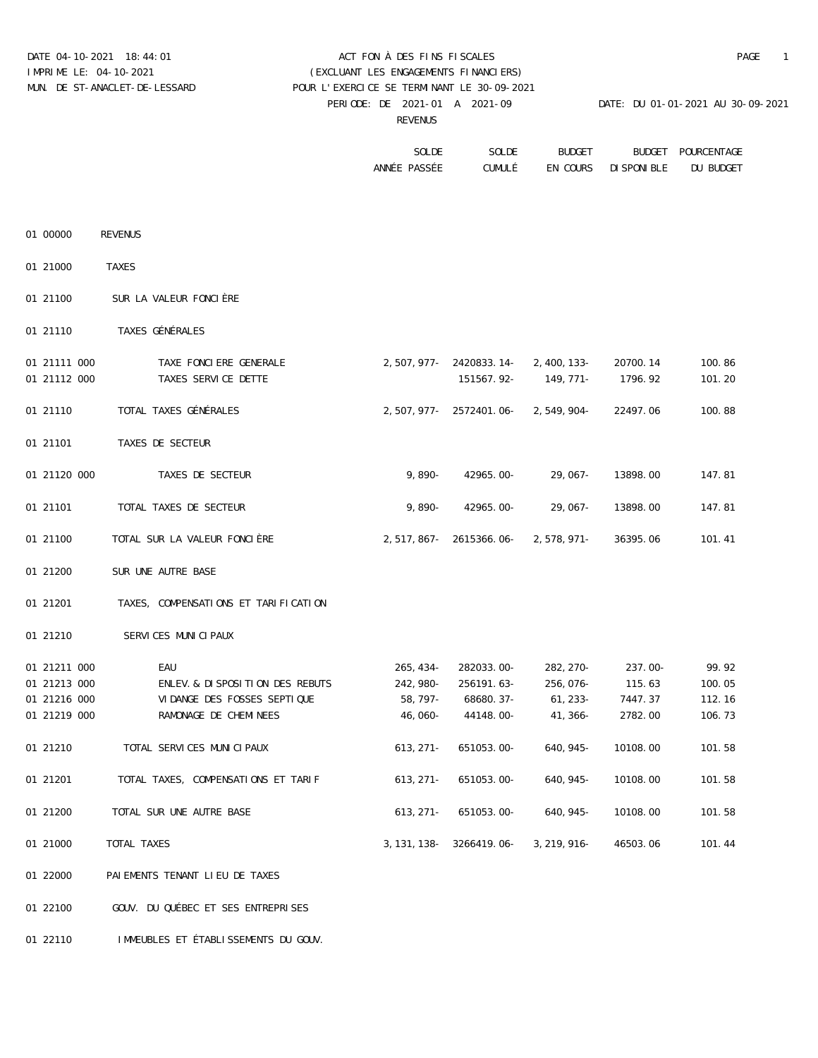DATE 04-10-2021 18:44:01
IMPRIME LE: 04-10-2021
MUN. DE ST-ANACLET-DE-LESSARD

ACT FON À DES FINS FISCALES
(EXCLUANT LES ENGAGEMENTS FINANCIERS)
POUR L'EXERCICE SE TERMINANT LE 30-09-2021
PERIODE: DE 2021-01 A 2021-09

DATE: DU 01-01-2021 AU 30-09-2021

REVENUS

| | | SOLDE ANNÉE PASSÉE | SOLDE CUMULÉ | BUDGET EN COURS | BUDGET DISPONIBLE | POURCENTAGE DU BUDGET |
|---|---|---|---|---|---|---|
| 01 00000 | REVENUS | | | | | |
| 01 21000 | TAXES | | | | | |
| 01 21100 | SUR LA VALEUR FONCIÈRE | | | | | |
| 01 21110 | TAXES GÉNÉRALES | | | | | |
| 01 21111 000 | TAXE FONCIERE GENERALE | 2,507,977- | 2420833.14- | 2,400,133- | 20700.14 | 100.86 |
| 01 21112 000 | TAXES SERVICE DETTE | | 151567.92- | 149,771- | 1796.92 | 101.20 |
| 01 21110 | TOTAL TAXES GÉNÉRALES | 2,507,977- | 2572401.06- | 2,549,904- | 22497.06 | 100.88 |
| 01 21101 | TAXES DE SECTEUR | | | | | |
| 01 21120 000 | TAXES DE SECTEUR | 9,890- | 42965.00- | 29,067- | 13898.00 | 147.81 |
| 01 21101 | TOTAL TAXES DE SECTEUR | 9,890- | 42965.00- | 29,067- | 13898.00 | 147.81 |
| 01 21100 | TOTAL SUR LA VALEUR FONCIÈRE | 2,517,867- | 2615366.06- | 2,578,971- | 36395.06 | 101.41 |
| 01 21200 | SUR UNE AUTRE BASE | | | | | |
| 01 21201 | TAXES, COMPENSATIONS ET TARIFICATION | | | | | |
| 01 21210 | SERVICES MUNICIPAUX | | | | | |
| 01 21211 000 | EAU | 265,434- | 282033.00- | 282,270- | 237.00- | 99.92 |
| 01 21213 000 | ENLEV. & DISPOSITION DES REBUTS | 242,980- | 256191.63- | 256,076- | 115.63 | 100.05 |
| 01 21216 000 | VIDANGE DES FOSSES SEPTIQUE | 58,797- | 68680.37- | 61,233- | 7447.37 | 112.16 |
| 01 21219 000 | RAMONAGE DE CHEMINEES | 46,060- | 44148.00- | 41,366- | 2782.00 | 106.73 |
| 01 21210 | TOTAL SERVICES MUNICIPAUX | 613,271- | 651053.00- | 640,945- | 10108.00 | 101.58 |
| 01 21201 | TOTAL TAXES, COMPENSATIONS ET TARIF | 613,271- | 651053.00- | 640,945- | 10108.00 | 101.58 |
| 01 21200 | TOTAL SUR UNE AUTRE BASE | 613,271- | 651053.00- | 640,945- | 10108.00 | 101.58 |
| 01 21000 | TOTAL TAXES | 3,131,138- | 3266419.06- | 3,219,916- | 46503.06 | 101.44 |
| 01 22000 | PAIEMENTS TENANT LIEU DE TAXES | | | | | |
| 01 22100 | GOUV. DU QUÉBEC ET SES ENTREPRISES | | | | | |
| 01 22110 | IMMEUBLES ET ÉTABLISSEMENTS DU GOUV. | | | | | |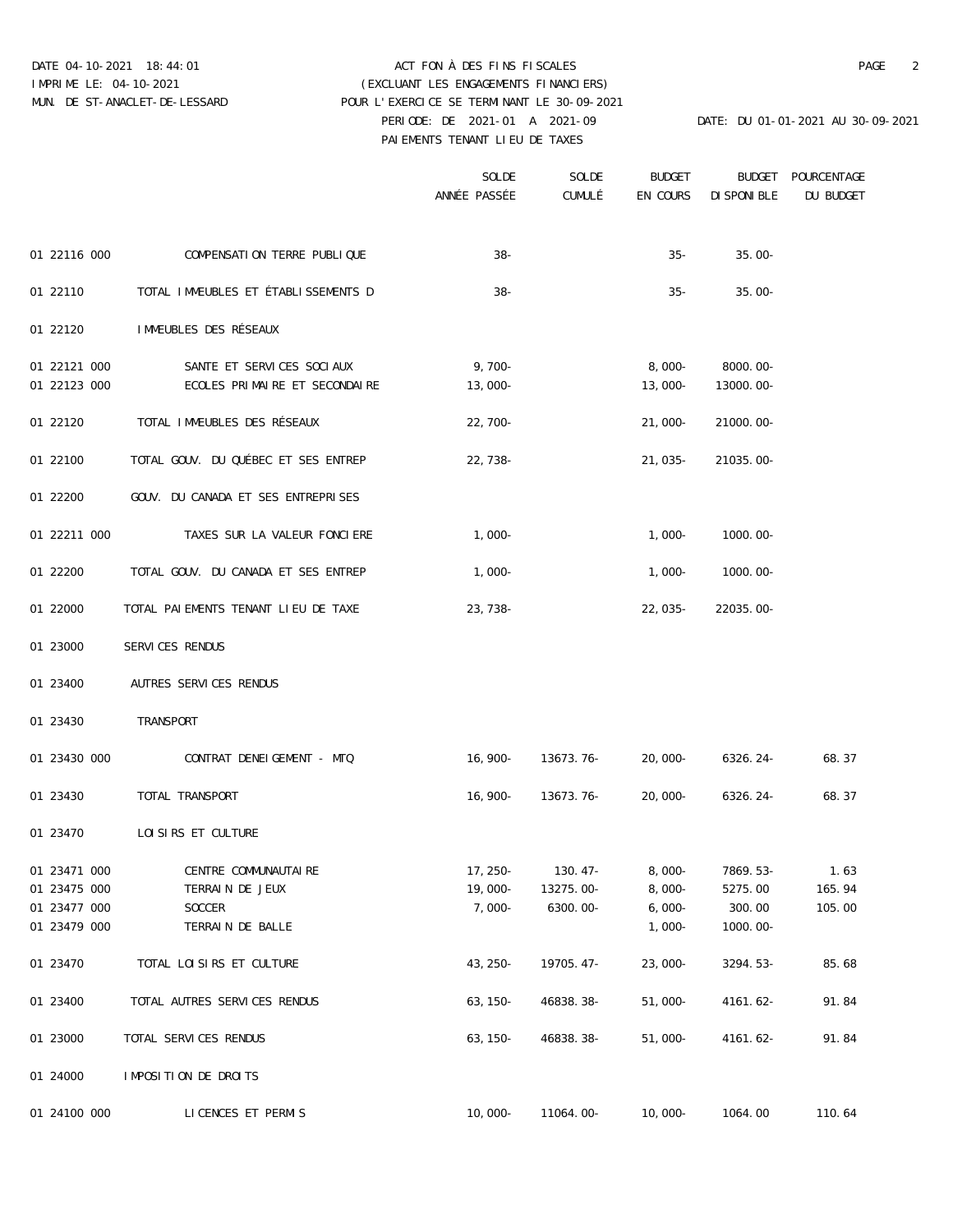DATE 04-10-2021 18:44:01 ACTFON À DES FINS FISCALES PAGE 2
IMPRIME LE: 04-10-2021 (EXCLUANT LES ENGAGEMENTS FINANCIERS)
MUN. DE ST-ANACLET-DE-LESSARD POUR L'EXERCICE SE TERMINANT LE 30-09-2021
PERIODE: DE 2021-01 A 2021-09 DATE: DU 01-01-2021 AU 30-09-2021
PAIEMENTS TENANT LIEU DE TAXES

| | | SOLDE ANNÉE PASSÉE | SOLDE CUMULÉ | BUDGET EN COURS | BUDGET DISPONIBLE | POURCENTAGE DU BUDGET |
|---|---|---|---|---|---|---|
| 01 22116 000 | COMPENSATION TERRE PUBLIQUE | 38- | | 35- | 35.00- | |
| 01 22110 | TOTAL IMMEUBLES ET ÉTABLISSEMENTS D | 38- | | 35- | 35.00- | |
| 01 22120 | IMMEUBLES DES RÉSEAUX | | | | | |
| 01 22121 000 | SANTE ET SERVICES SOCIAUX | 9,700- | | 8,000- | 8000.00- | |
| 01 22123 000 | ECOLES PRIMAIRE ET SECONDAIRE | 13,000- | | 13,000- | 13000.00- | |
| 01 22120 | TOTAL IMMEUBLES DES RÉSEAUX | 22,700- | | 21,000- | 21000.00- | |
| 01 22100 | TOTAL GOUV. DU QUÉBEC ET SES ENTREP | 22,738- | | 21,035- | 21035.00- | |
| 01 22200 | GOUV. DU CANADA ET SES ENTREPRISES | | | | | |
| 01 22211 000 | TAXES SUR LA VALEUR FONCIERE | 1,000- | | 1,000- | 1000.00- | |
| 01 22200 | TOTAL GOUV. DU CANADA ET SES ENTREP | 1,000- | | 1,000- | 1000.00- | |
| 01 22000 | TOTAL PAIEMENTS TENANT LIEU DE TAXE | 23,738- | | 22,035- | 22035.00- | |
| 01 23000 | SERVICES RENDUS | | | | | |
| 01 23400 | AUTRES SERVICES RENDUS | | | | | |
| 01 23430 | TRANSPORT | | | | | |
| 01 23430 000 | CONTRAT DENEIGEMENT - MTQ | 16,900- | 13673.76- | 20,000- | 6326.24- | 68.37 |
| 01 23430 | TOTAL TRANSPORT | 16,900- | 13673.76- | 20,000- | 6326.24- | 68.37 |
| 01 23470 | LOISIRS ET CULTURE | | | | | |
| 01 23471 000 | CENTRE COMMUNAUTAIRE | 17,250- | 130.47- | 8,000- | 7869.53- | 1.63 |
| 01 23475 000 | TERRAIN DE JEUX | 19,000- | 13275.00- | 8,000- | 5275.00 | 165.94 |
| 01 23477 000 | SOCCER | 7,000- | 6300.00- | 6,000- | 300.00 | 105.00 |
| 01 23479 000 | TERRAIN DE BALLE | | | 1,000- | 1000.00- | |
| 01 23470 | TOTAL LOISIRS ET CULTURE | 43,250- | 19705.47- | 23,000- | 3294.53- | 85.68 |
| 01 23400 | TOTAL AUTRES SERVICES RENDUS | 63,150- | 46838.38- | 51,000- | 4161.62- | 91.84 |
| 01 23000 | TOTAL SERVICES RENDUS | 63,150- | 46838.38- | 51,000- | 4161.62- | 91.84 |
| 01 24000 | IMPOSITION DE DROITS | | | | | |
| 01 24100 000 | LICENCES ET PERMIS | 10,000- | 11064.00- | 10,000- | 1064.00 | 110.64 |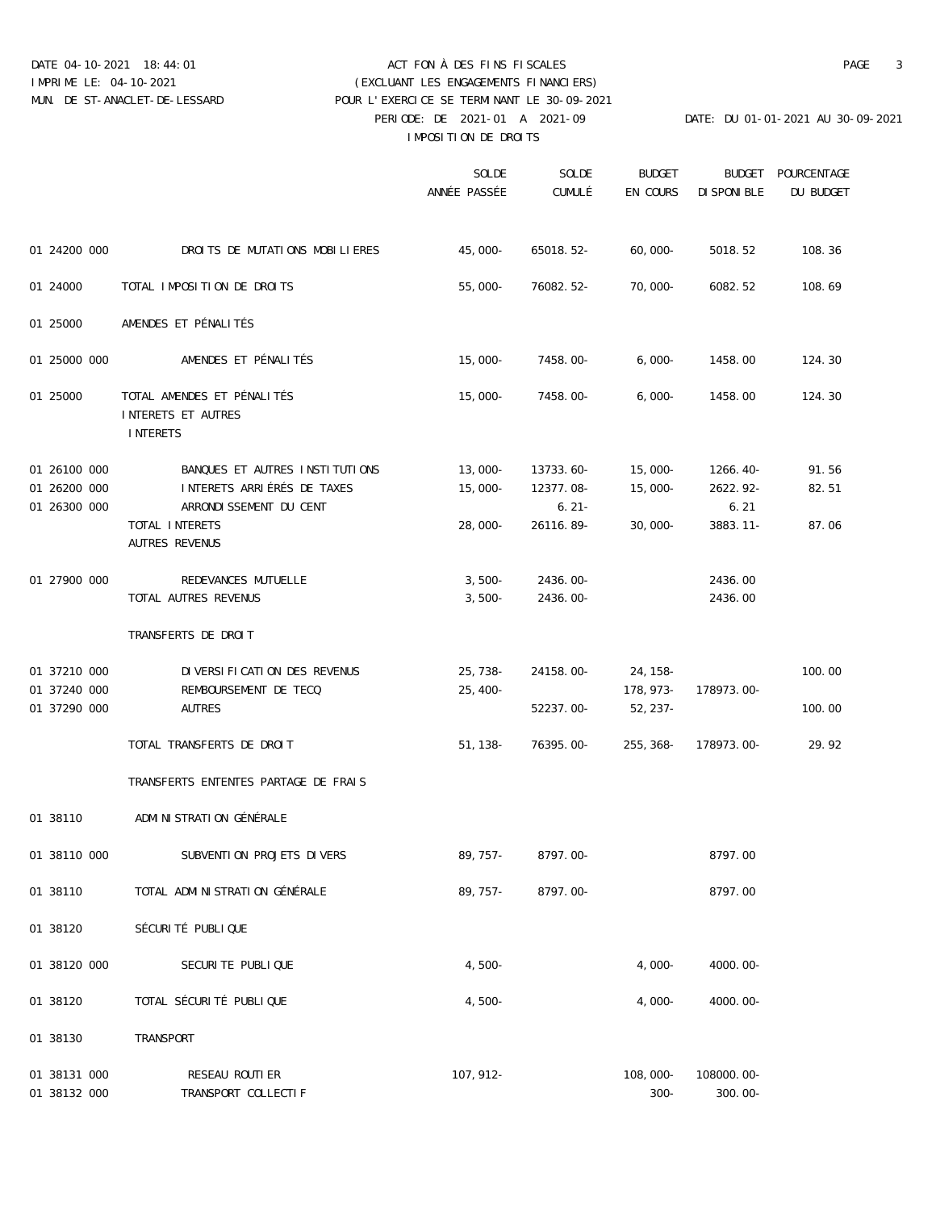DATE 04-10-2021 18:44:01 — ACT FON À DES FINS FISCALES
IMPRIME LE: 04-10-2021 — (EXCLUANT LES ENGAGEMENTS FINANCIERS)
MUN. DE ST-ANACLET-DE-LESSARD — POUR L'EXERCICE SE TERMINANT LE 30-09-2021
PERIODE: DE 2021-01 A 2021-09 — DATE: DU 01-01-2021 AU 30-09-2021

## IMPOSITION DE DROITS

| | | SOLDE ANNÉE PASSÉE | SOLDE CUMULÉ | BUDGET EN COURS | BUDGET DISPONIBLE | POURCENTAGE DU BUDGET |
|---|---|---|---|---|---|---|
| 01 24200 000 | DROITS DE MUTATIONS MOBILIERES | 45,000- | 65018.52- | 60,000- | 5018.52 | 108.36 |
| 01 24000 | TOTAL IMPOSITION DE DROITS | 55,000- | 76082.52- | 70,000- | 6082.52 | 108.69 |
| 01 25000 | AMENDES ET PÉNALITÉS | | | | | |
| 01 25000 000 | AMENDES ET PÉNALITÉS | 15,000- | 7458.00- | 6,000- | 1458.00 | 124.30 |
| 01 25000 | TOTAL AMENDES ET PÉNALITÉS | 15,000- | 7458.00- | 6,000- | 1458.00 | 124.30 |
| | INTERETS ET AUTRES | | | | | |
| | INTERETS | | | | | |
| 01 26100 000 | BANQUES ET AUTRES INSTITUTIONS | 13,000- | 13733.60- | 15,000- | 1266.40- | 91.56 |
| 01 26200 000 | INTERETS ARRIÉRÉS DE TAXES | 15,000- | 12377.08- | 15,000- | 2622.92- | 82.51 |
| 01 26300 000 | ARRONDISSEMENT DU CENT | | 6.21- | | 6.21 | |
| | TOTAL INTERETS | 28,000- | 26116.89- | 30,000- | 3883.11- | 87.06 |
| | AUTRES REVENUS | | | | | |
| 01 27900 000 | REDEVANCES MUTUELLE | 3,500- | 2436.00- | | 2436.00 | |
| | TOTAL AUTRES REVENUS | 3,500- | 2436.00- | | 2436.00 | |
| | TRANSFERTS DE DROIT | | | | | |
| 01 37210 000 | DIVERSIFICATION DES REVENUS | 25,738- | 24158.00- | 24,158- | | 100.00 |
| 01 37240 000 | REMBOURSEMENT DE TECQ | 25,400- | | 178,973- | 178973.00- | |
| 01 37290 000 | AUTRES | | 52237.00- | 52,237- | | 100.00 |
| | TOTAL TRANSFERTS DE DROIT | 51,138- | 76395.00- | 255,368- | 178973.00- | 29.92 |
| | TRANSFERTS ENTENTES PARTAGE DE FRAIS | | | | | |
| 01 38110 | ADMINISTRATION GÉNÉRALE | | | | | |
| 01 38110 000 | SUBVENTION PROJETS DIVERS | 89,757- | 8797.00- | | 8797.00 | |
| 01 38110 | TOTAL ADMINISTRATION GÉNÉRALE | 89,757- | 8797.00- | | 8797.00 | |
| 01 38120 | SÉCURITÉ PUBLIQUE | | | | | |
| 01 38120 000 | SECURITE PUBLIQUE | 4,500- | | 4,000- | 4000.00- | |
| 01 38120 | TOTAL SÉCURITÉ PUBLIQUE | 4,500- | | 4,000- | 4000.00- | |
| 01 38130 | TRANSPORT | | | | | |
| 01 38131 000 | RESEAU ROUTIER | 107,912- | | 108,000- | 108000.00- | |
| 01 38132 000 | TRANSPORT COLLECTIF | | | 300- | 300.00- | |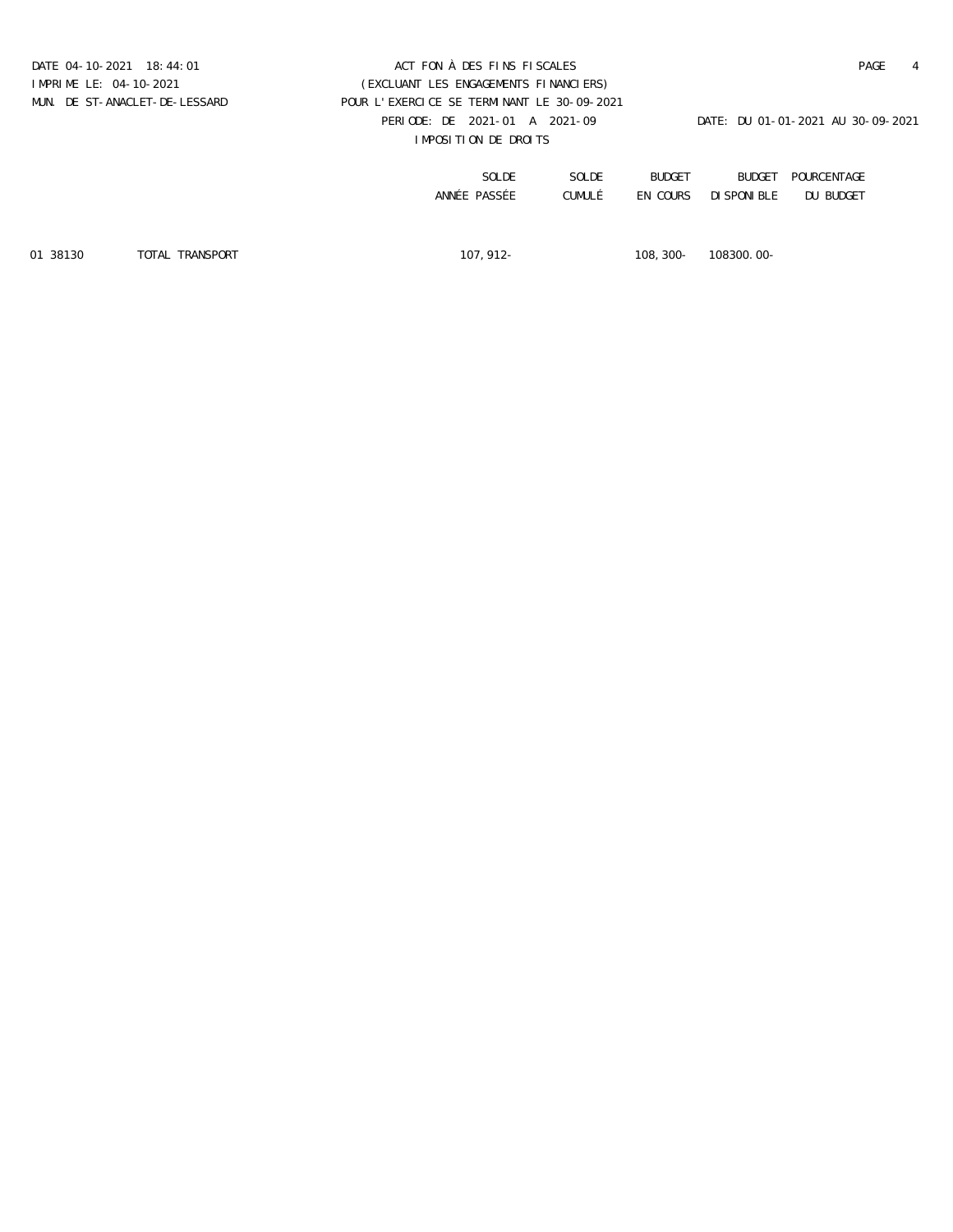DATE 04-10-2021 18:44:01
IMPRIME LE: 04-10-2021
MUN. DE ST-ANACLET-DE-LESSARD

ACT FON À DES FINS FISCALES
(EXCLUANT LES ENGAGEMENTS FINANCIERS)
POUR L'EXERCICE SE TERMINANT LE 30-09-2021
PERIODE: DE 2021-01 A 2021-09
IMPOSITION DE DROITS

DATE: DU 01-01-2021 AU 30-09-2021

| | | SOLDE ANNÉE PASSÉE | SOLDE CUMULÉ | BUDGET EN COURS | BUDGET DISPONIBLE | POURCENTAGE DU BUDGET |
|---|---|---|---|---|---|---|
| 01 38130 | TOTAL TRANSPORT | 107,912- | | 108,300- | 108300.00- | |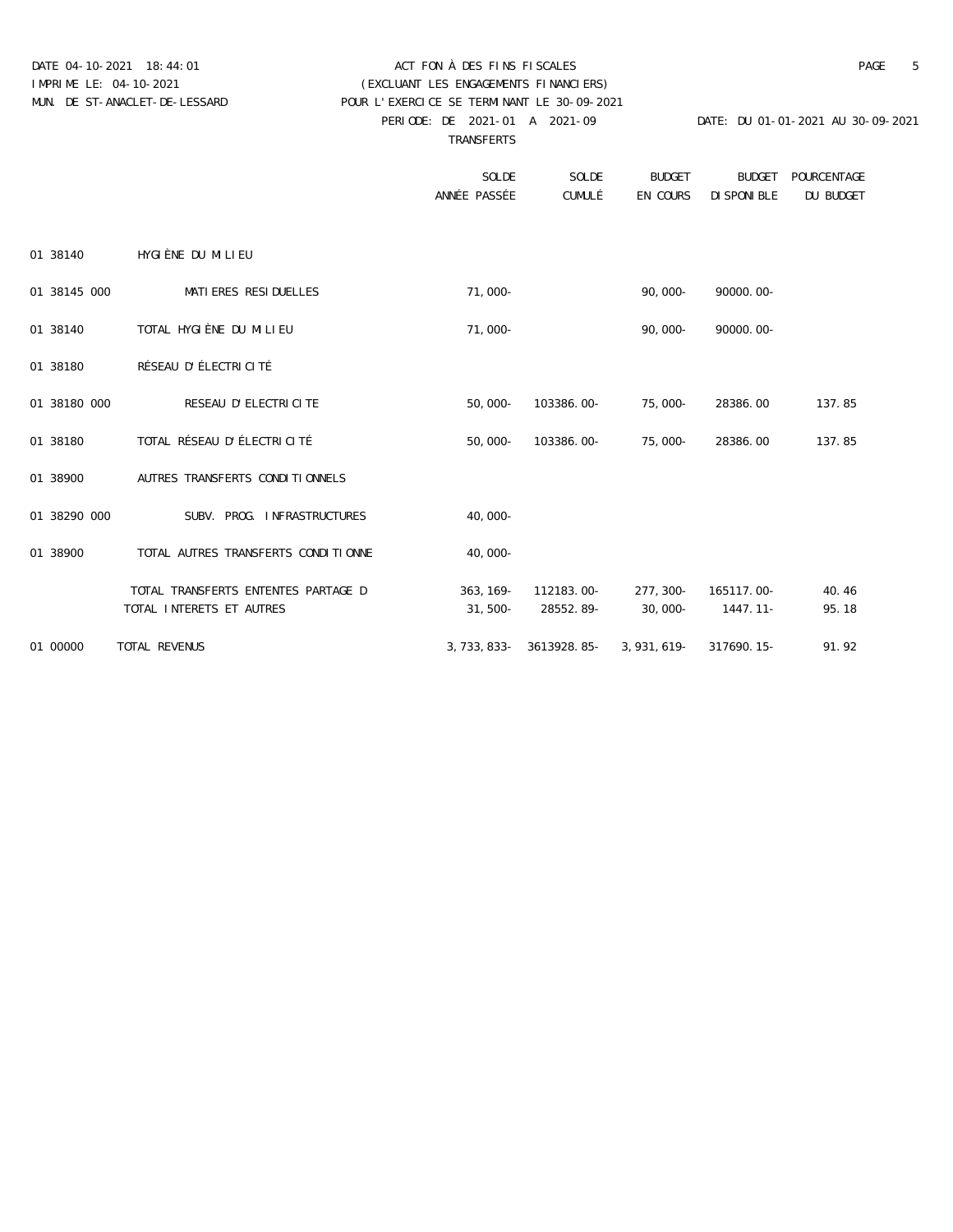DATE 04-10-2021 18:44:01
IMPRIME LE: 04-10-2021
MUN. DE ST-ANACLET-DE-LESSARD

ACT FON À DES FINS FISCALES
(EXCLUANT LES ENGAGEMENTS FINANCIERS)
POUR L'EXERCICE SE TERMINANT LE 30-09-2021
PERIODE: DE 2021-01 A 2021-09
TRANSFERTS

DATE: DU 01-01-2021 AU 30-09-2021

| | | SOLDE ANNÉE PASSÉE | SOLDE CUMULÉ | BUDGET EN COURS | BUDGET DISPONIBLE | POURCENTAGE DU BUDGET |
|---|---|---|---|---|---|---|
| 01 38140 | HYGIÈNE DU MILIEU | | | | | |
| 01 38145 000 | MATIERES RESIDUELLES | 71,000- | | 90,000- | 90000.00- | |
| 01 38140 | TOTAL HYGIÈNE DU MILIEU | 71,000- | | 90,000- | 90000.00- | |
| 01 38180 | RÉSEAU D'ÉLECTRICITÉ | | | | | |
| 01 38180 000 | RESEAU D'ELECTRICITE | 50,000- | 103386.00- | 75,000- | 28386.00 | 137.85 |
| 01 38180 | TOTAL RÉSEAU D'ÉLECTRICITÉ | 50,000- | 103386.00- | 75,000- | 28386.00 | 137.85 |
| 01 38900 | AUTRES TRANSFERTS CONDITIONNELS | | | | | |
| 01 38290 000 | SUBV. PROG. INFRASTRUCTURES | 40,000- | | | | |
| 01 38900 | TOTAL AUTRES TRANSFERTS CONDITIONNE | 40,000- | | | | |
| | TOTAL TRANSFERTS ENTENTES PARTAGE D | 363,169- | 112183.00- | 277,300- | 165117.00- | 40.46 |
| | TOTAL INTERETS ET AUTRES | 31,500- | 28552.89- | 30,000- | 1447.11- | 95.18 |
| 01 00000 | TOTAL REVENUS | 3,733,833- | 3613928.85- | 3,931,619- | 317690.15- | 91.92 |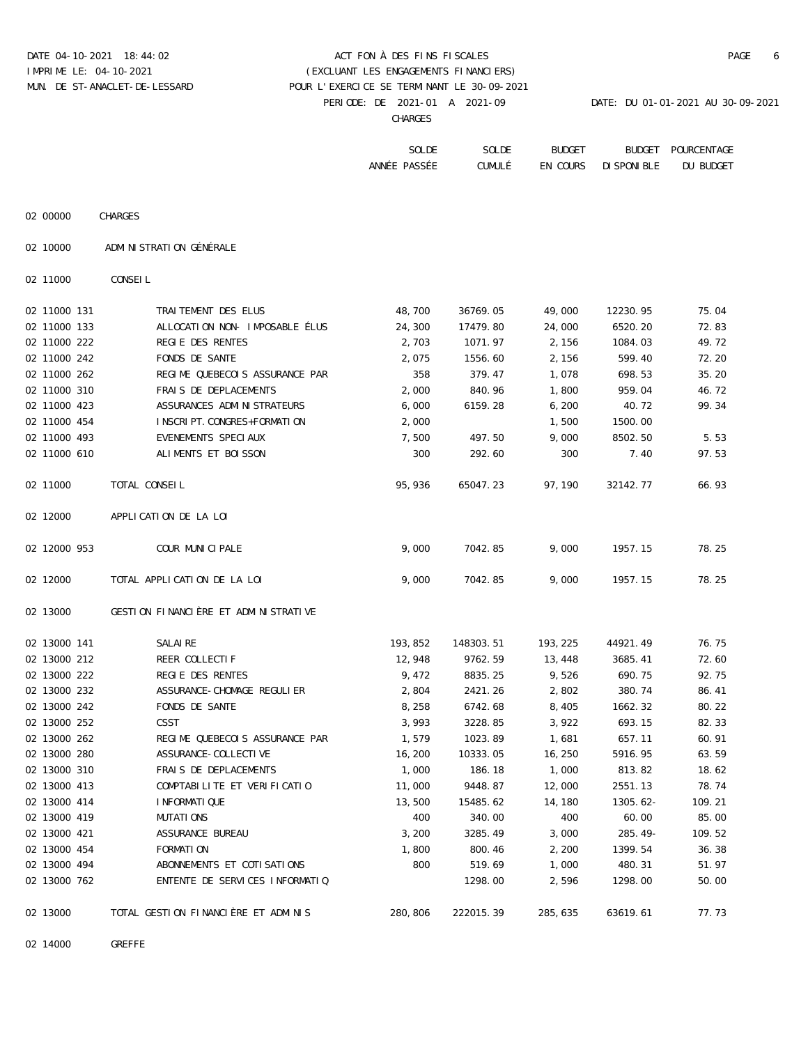DATE 04-10-2021 18:44:02 — ACT FON À DES FINS FISCALES — PAGE 6

IMPRIME LE: 04-10-2021 — (EXCLUANT LES ENGAGEMENTS FINANCIERS)

MUN. DE ST-ANACLET-DE-LESSARD — POUR L'EXERCICE SE TERMINANT LE 30-09-2021

PERIODE: DE 2021-01 A 2021-09 — DATE: DU 01-01-2021 AU 30-09-2021

CHARGES

| | | SOLDE ANNÉE PASSÉE | SOLDE CUMULÉ | BUDGET EN COURS | BUDGET DISPONIBLE | POURCENTAGE DU BUDGET |
|---|---|---|---|---|---|---|
| 02 00000 | CHARGES | | | | | |
| 02 10000 | ADMINISTRATION GÉNÉRALE | | | | | |
| 02 11000 | CONSEIL | | | | | |
| 02 11000 131 | TRAITEMENT DES ELUS | 48,700 | 36769.05 | 49,000 | 12230.95 | 75.04 |
| 02 11000 133 | ALLOCATION NON- IMPOSABLE ÉLUS | 24,300 | 17479.80 | 24,000 | 6520.20 | 72.83 |
| 02 11000 222 | REGIE DES RENTES | 2,703 | 1071.97 | 2,156 | 1084.03 | 49.72 |
| 02 11000 242 | FONDS DE SANTE | 2,075 | 1556.60 | 2,156 | 599.40 | 72.20 |
| 02 11000 262 | REGIME QUEBECOIS ASSURANCE PAR | 358 | 379.47 | 1,078 | 698.53 | 35.20 |
| 02 11000 310 | FRAIS DE DEPLACEMENTS | 2,000 | 840.96 | 1,800 | 959.04 | 46.72 |
| 02 11000 423 | ASSURANCES ADMINISTRATEURS | 6,000 | 6159.28 | 6,200 | 40.72 | 99.34 |
| 02 11000 454 | INSCRIPT.CONGRES+FORMATION | 2,000 | | 1,500 | 1500.00 | |
| 02 11000 493 | EVENEMENTS SPECIAUX | 7,500 | 497.50 | 9,000 | 8502.50 | 5.53 |
| 02 11000 610 | ALIMENTS ET BOISSON | 300 | 292.60 | 300 | 7.40 | 97.53 |
| 02 11000 | TOTAL CONSEIL | 95,936 | 65047.23 | 97,190 | 32142.77 | 66.93 |
| 02 12000 | APPLICATION DE LA LOI | | | | | |
| 02 12000 953 | COUR MUNICIPALE | 9,000 | 7042.85 | 9,000 | 1957.15 | 78.25 |
| 02 12000 | TOTAL APPLICATION DE LA LOI | 9,000 | 7042.85 | 9,000 | 1957.15 | 78.25 |
| 02 13000 | GESTION FINANCIÈRE ET ADMINISTRATIVE | | | | | |
| 02 13000 141 | SALAIRE | 193,852 | 148303.51 | 193,225 | 44921.49 | 76.75 |
| 02 13000 212 | REER COLLECTIF | 12,948 | 9762.59 | 13,448 | 3685.41 | 72.60 |
| 02 13000 222 | REGIE DES RENTES | 9,472 | 8835.25 | 9,526 | 690.75 | 92.75 |
| 02 13000 232 | ASSURANCE-CHOMAGE REGULIER | 2,804 | 2421.26 | 2,802 | 380.74 | 86.41 |
| 02 13000 242 | FONDS DE SANTE | 8,258 | 6742.68 | 8,405 | 1662.32 | 80.22 |
| 02 13000 252 | CSST | 3,993 | 3228.85 | 3,922 | 693.15 | 82.33 |
| 02 13000 262 | REGIME QUEBECOIS ASSURANCE PAR | 1,579 | 1023.89 | 1,681 | 657.11 | 60.91 |
| 02 13000 280 | ASSURANCE-COLLECTIVE | 16,200 | 10333.05 | 16,250 | 5916.95 | 63.59 |
| 02 13000 310 | FRAIS DE DEPLACEMENTS | 1,000 | 186.18 | 1,000 | 813.82 | 18.62 |
| 02 13000 413 | COMPTABILITE ET VERIFICATIO | 11,000 | 9448.87 | 12,000 | 2551.13 | 78.74 |
| 02 13000 414 | INFORMATIQUE | 13,500 | 15485.62 | 14,180 | 1305.62- | 109.21 |
| 02 13000 419 | MUTATIONS | 400 | 340.00 | 400 | 60.00 | 85.00 |
| 02 13000 421 | ASSURANCE BUREAU | 3,200 | 3285.49 | 3,000 | 285.49- | 109.52 |
| 02 13000 454 | FORMATION | 1,800 | 800.46 | 2,200 | 1399.54 | 36.38 |
| 02 13000 494 | ABONNEMENTS ET COTISATIONS | 800 | 519.69 | 1,000 | 480.31 | 51.97 |
| 02 13000 762 | ENTENTE DE SERVICES INFORMATIQ | | 1298.00 | 2,596 | 1298.00 | 50.00 |
| 02 13000 | TOTAL GESTION FINANCIÈRE ET ADMINIS | 280,806 | 222015.39 | 285,635 | 63619.61 | 77.73 |
| 02 14000 | GREFFE | | | | | |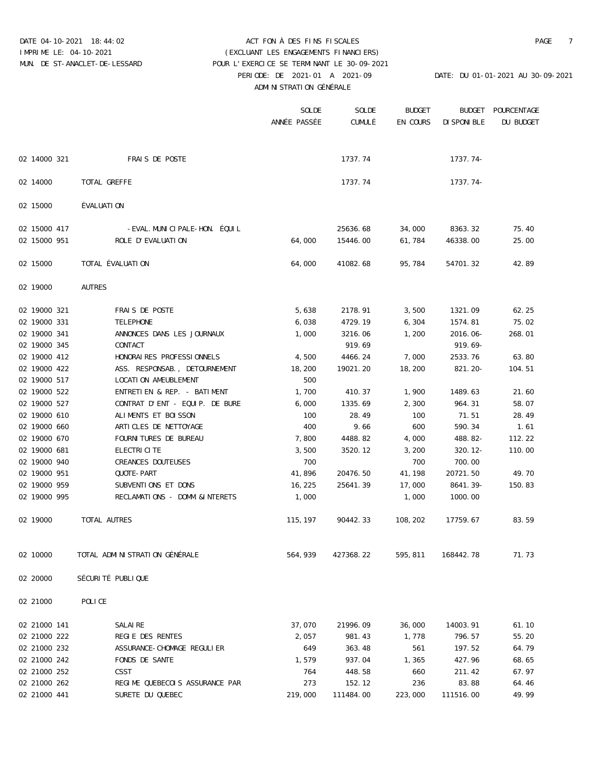DATE 04-10-2021 18:44:02 | ACT FON À DES FINS FISCALES

IMPRIME LE: 04-10-2021 | (EXCLUANT LES ENGAGEMENTS FINANCIERS)

MUN. DE ST-ANACLET-DE-LESSARD | POUR L'EXERCICE SE TERMINANT LE 30-09-2021

PERIODE: DE 2021-01 A 2021-09 | DATE: DU 01-01-2021 AU 30-09-2021

ADMINISTRATION GÉNÉRALE

| | | SOLDE ANNÉE PASSÉE | SOLDE CUMULÉ | BUDGET EN COURS | BUDGET DISPONIBLE | POURCENTAGE DU BUDGET |
|---|---|---|---|---|---|---|
| 02 14000 321 | FRAIS DE POSTE | | 1737.74 | | 1737.74- | |
| 02 14000 | TOTAL GREFFE | | 1737.74 | | 1737.74- | |
| 02 15000 | ÉVALUATION | | | | | |
| 02 15000 417 | -EVAL.MUNICIPALE-HON. ÉQUIL | | 25636.68 | 34,000 | 8363.32 | 75.40 |
| 02 15000 951 | ROLE D'EVALUATION | 64,000 | 15446.00 | 61,784 | 46338.00 | 25.00 |
| 02 15000 | TOTAL ÉVALUATION | 64,000 | 41082.68 | 95,784 | 54701.32 | 42.89 |
| 02 19000 | AUTRES | | | | | |
| 02 19000 321 | FRAIS DE POSTE | 5,638 | 2178.91 | 3,500 | 1321.09 | 62.25 |
| 02 19000 331 | TELEPHONE | 6,038 | 4729.19 | 6,304 | 1574.81 | 75.02 |
| 02 19000 341 | ANNONCES DANS LES JOURNAUX | 1,000 | 3216.06 | 1,200 | 2016.06- | 268.01 |
| 02 19000 345 | CONTACT | | 919.69 | | 919.69- | |
| 02 19000 412 | HONORAIRES PROFESSIONNELS | 4,500 | 4466.24 | 7,000 | 2533.76 | 63.80 |
| 02 19000 422 | ASS. RESPONSAB., DETOURNEMENT | 18,200 | 19021.20 | 18,200 | 821.20- | 104.51 |
| 02 19000 517 | LOCATION AMEUBLEMENT | 500 | | | | |
| 02 19000 522 | ENTRETIEN & REP. - BATIMENT | 1,700 | 410.37 | 1,900 | 1489.63 | 21.60 |
| 02 19000 527 | CONTRAT D'ENT - EQUIP. DE BURE | 6,000 | 1335.69 | 2,300 | 964.31 | 58.07 |
| 02 19000 610 | ALIMENTS ET BOISSON | 100 | 28.49 | 100 | 71.51 | 28.49 |
| 02 19000 660 | ARTICLES DE NETTOYAGE | 400 | 9.66 | 600 | 590.34 | 1.61 |
| 02 19000 670 | FOURNITURES DE BUREAU | 7,800 | 4488.82 | 4,000 | 488.82- | 112.22 |
| 02 19000 681 | ELECTRICITE | 3,500 | 3520.12 | 3,200 | 320.12- | 110.00 |
| 02 19000 940 | CREANCES DOUTEUSES | 700 | | 700 | 700.00 | |
| 02 19000 951 | QUOTE-PART | 41,896 | 20476.50 | 41,198 | 20721.50 | 49.70 |
| 02 19000 959 | SUBVENTIONS ET DONS | 16,225 | 25641.39 | 17,000 | 8641.39- | 150.83 |
| 02 19000 995 | RECLAMATIONS - DOMM&INTERETS | 1,000 | | 1,000 | 1000.00 | |
| 02 19000 | TOTAL AUTRES | 115,197 | 90442.33 | 108,202 | 17759.67 | 83.59 |
| 02 10000 | TOTAL ADMINISTRATION GÉNÉRALE | 564,939 | 427368.22 | 595,811 | 168442.78 | 71.73 |
| 02 20000 | SÉCURITÉ PUBLIQUE | | | | | |
| 02 21000 | POLICE | | | | | |
| 02 21000 141 | SALAIRE | 37,070 | 21996.09 | 36,000 | 14003.91 | 61.10 |
| 02 21000 222 | REGIE DES RENTES | 2,057 | 981.43 | 1,778 | 796.57 | 55.20 |
| 02 21000 232 | ASSURANCE-CHOMAGE REGULIER | 649 | 363.48 | 561 | 197.52 | 64.79 |
| 02 21000 242 | FONDS DE SANTE | 1,579 | 937.04 | 1,365 | 427.96 | 68.65 |
| 02 21000 252 | CSST | 764 | 448.58 | 660 | 211.42 | 67.97 |
| 02 21000 262 | REGIME QUEBECOIS ASSURANCE PAR | 273 | 152.12 | 236 | 83.88 | 64.46 |
| 02 21000 441 | SURETE DU QUEBEC | 219,000 | 111484.00 | 223,000 | 111516.00 | 49.99 |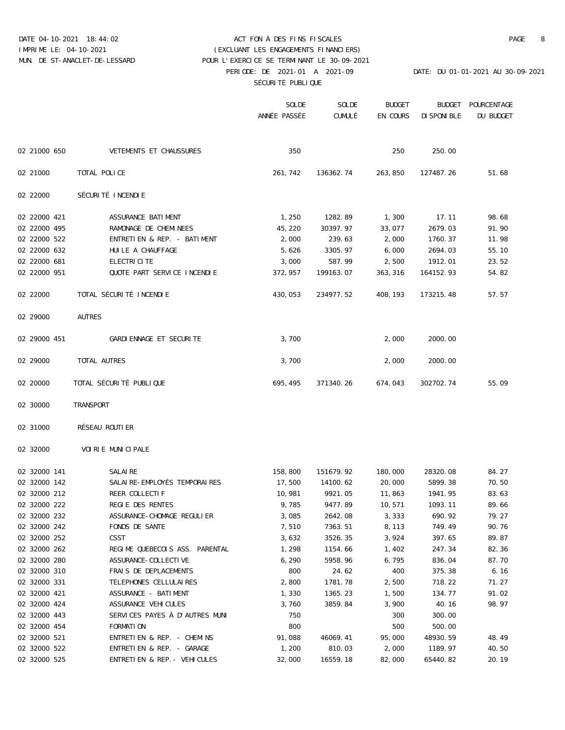DATE 04-10-2021 18:44:02 — ACT FON À DES FINS FISCALES
IMPRIME LE: 04-10-2021 — (EXCLUANT LES ENGAGEMENTS FINANCIERS)
MUN. DE ST-ANACLET-DE-LESSARD — POUR L'EXERCICE SE TERMINANT LE 30-09-2021
PERIODE: DE 2021-01 A 2021-09 — DATE: DU 01-01-2021 AU 30-09-2021

SÉCURITÉ PUBLIQUE

| | | SOLDE ANNÉE PASSÉE | SOLDE CUMULÉ | BUDGET EN COURS | BUDGET DISPONIBLE | POURCENTAGE DU BUDGET |
|---|---|---|---|---|---|---|
| 02 21000 650 | VETEMENTS ET CHAUSSURES | 350 | | 250 | 250.00 | |
| 02 21000 | TOTAL POLICE | 261,742 | 136362.74 | 263,850 | 127487.26 | 51.68 |
| 02 22000 | SÉCURITÉ INCENDIE | | | | | |
| 02 22000 421 | ASSURANCE BATIMENT | 1,250 | 1282.89 | 1,300 | 17.11 | 98.68 |
| 02 22000 495 | RAMONAGE DE CHEMINEES | 45,220 | 30397.97 | 33,077 | 2679.03 | 91.90 |
| 02 22000 522 | ENTRETIEN & REP. - BATIMENT | 2,000 | 239.63 | 2,000 | 1760.37 | 11.98 |
| 02 22000 632 | HUILE A CHAUFFAGE | 5,626 | 3305.97 | 6,000 | 2694.03 | 55.10 |
| 02 22000 681 | ELECTRICITE | 3,000 | 587.99 | 2,500 | 1912.01 | 23.52 |
| 02 22000 951 | QUOTE PART SERVICE INCENDIE | 372,957 | 199163.07 | 363,316 | 164152.93 | 54.82 |
| 02 22000 | TOTAL SÉCURITÉ INCENDIE | 430,053 | 234977.52 | 408,193 | 173215.48 | 57.57 |
| 02 29000 | AUTRES | | | | | |
| 02 29000 451 | GARDIENNAGE ET SECURITE | 3,700 | | 2,000 | 2000.00 | |
| 02 29000 | TOTAL AUTRES | 3,700 | | 2,000 | 2000.00 | |
| 02 20000 | TOTAL SÉCURITÉ PUBLIQUE | 695,495 | 371340.26 | 674,043 | 302702.74 | 55.09 |
| 02 30000 | TRANSPORT | | | | | |
| 02 31000 | RÉSEAU ROUTIER | | | | | |
| 02 32000 | VOIRIE MUNICIPALE | | | | | |
| 02 32000 141 | SALAIRE | 158,800 | 151679.92 | 180,000 | 28320.08 | 84.27 |
| 02 32000 142 | SALAIRE-EMPLOYÉS TEMPORAIRES | 17,500 | 14100.62 | 20,000 | 5899.38 | 70.50 |
| 02 32000 212 | REER COLLECTIF | 10,981 | 9921.05 | 11,863 | 1941.95 | 83.63 |
| 02 32000 222 | REGIE DES RENTES | 9,785 | 9477.89 | 10,571 | 1093.11 | 89.66 |
| 02 32000 232 | ASSURANCE-CHOMAGE REGULIER | 3,085 | 2642.08 | 3,333 | 690.92 | 79.27 |
| 02 32000 242 | FONDS DE SANTE | 7,510 | 7363.51 | 8,113 | 749.49 | 90.76 |
| 02 32000 252 | CSST | 3,632 | 3526.35 | 3,924 | 397.65 | 89.87 |
| 02 32000 262 | REGIME QUEBECOIS ASS. PARENTAL | 1,298 | 1154.66 | 1,402 | 247.34 | 82.36 |
| 02 32000 280 | ASSURANCE-COLLECTIVE | 6,290 | 5958.96 | 6,795 | 836.04 | 87.70 |
| 02 32000 310 | FRAIS DE DEPLACEMENTS | 800 | 24.62 | 400 | 375.38 | 6.16 |
| 02 32000 331 | TELEPHONES CELLULAIRES | 2,800 | 1781.78 | 2,500 | 718.22 | 71.27 |
| 02 32000 421 | ASSURANCE - BATIMENT | 1,330 | 1365.23 | 1,500 | 134.77 | 91.02 |
| 02 32000 424 | ASSURANCE VEHICULES | 3,760 | 3859.84 | 3,900 | 40.16 | 98.97 |
| 02 32000 443 | SERVICES PAYES À D'AUTRES MUNI | 750 | | 300 | 300.00 | |
| 02 32000 454 | FORMATION | 800 | | 500 | 500.00 | |
| 02 32000 521 | ENTRETIEN & REP. - CHEMINS | 91,088 | 46069.41 | 95,000 | 48930.59 | 48.49 |
| 02 32000 522 | ENTRETIEN & REP. - GARAGE | 1,200 | 810.03 | 2,000 | 1189.97 | 40.50 |
| 02 32000 525 | ENTRETIEN & REP.- VEHICULES | 32,000 | 16559.18 | 82,000 | 65440.82 | 20.19 |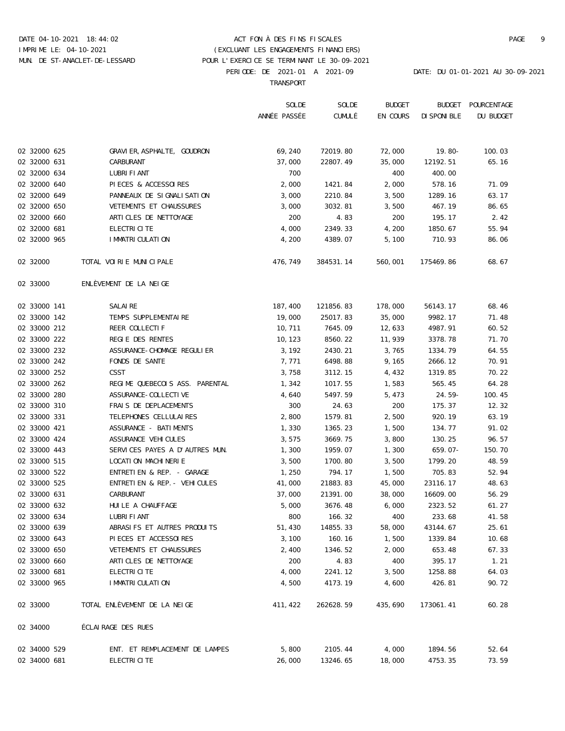DATE 04-10-2021 18:44:02 — ACT FON À DES FINS FISCALES
IMPRIME LE: 04-10-2021 — (EXCLUANT LES ENGAGEMENTS FINANCIERS)
MUN. DE ST-ANACLET-DE-LESSARD — POUR L'EXERCICE SE TERMINANT LE 30-09-2021
PERIODE: DE 2021-01 A 2021-09 — DATE: DU 01-01-2021 AU 30-09-2021

TRANSPORT

| | | SOLDE ANNÉE PASSÉE | SOLDE CUMULÉ | BUDGET EN COURS | BUDGET DISPONIBLE | POURCENTAGE DU BUDGET |
|---|---|---|---|---|---|---|
| 02 32000 625 | GRAVIER,ASPHALTE, GOUDRON | 69,240 | 72019.80 | 72,000 | 19.80- | 100.03 |
| 02 32000 631 | CARBURANT | 37,000 | 22807.49 | 35,000 | 12192.51 | 65.16 |
| 02 32000 634 | LUBRIFIANT | 700 | | 400 | 400.00 | |
| 02 32000 640 | PIECES & ACCESSOIRES | 2,000 | 1421.84 | 2,000 | 578.16 | 71.09 |
| 02 32000 649 | PANNEAUX DE SIGNALISATION | 3,000 | 2210.84 | 3,500 | 1289.16 | 63.17 |
| 02 32000 650 | VETEMENTS ET CHAUSSURES | 3,000 | 3032.81 | 3,500 | 467.19 | 86.65 |
| 02 32000 660 | ARTICLES DE NETTOYAGE | 200 | 4.83 | 200 | 195.17 | 2.42 |
| 02 32000 681 | ELECTRICITE | 4,000 | 2349.33 | 4,200 | 1850.67 | 55.94 |
| 02 32000 965 | IMMATRICULATION | 4,200 | 4389.07 | 5,100 | 710.93 | 86.06 |
| 02 32000 | TOTAL VOIRIE MUNICIPALE | 476,749 | 384531.14 | 560,001 | 175469.86 | 68.67 |
| 02 33000 | ENLÈVEMENT DE LA NEIGE | | | | | |
| 02 33000 141 | SALAIRE | 187,400 | 121856.83 | 178,000 | 56143.17 | 68.46 |
| 02 33000 142 | TEMPS SUPPLEMENTAIRE | 19,000 | 25017.83 | 35,000 | 9982.17 | 71.48 |
| 02 33000 212 | REER COLLECTIF | 10,711 | 7645.09 | 12,633 | 4987.91 | 60.52 |
| 02 33000 222 | REGIE DES RENTES | 10,123 | 8560.22 | 11,939 | 3378.78 | 71.70 |
| 02 33000 232 | ASSURANCE-CHOMAGE REGULIER | 3,192 | 2430.21 | 3,765 | 1334.79 | 64.55 |
| 02 33000 242 | FONDS DE SANTE | 7,771 | 6498.88 | 9,165 | 2666.12 | 70.91 |
| 02 33000 252 | CSST | 3,758 | 3112.15 | 4,432 | 1319.85 | 70.22 |
| 02 33000 262 | REGIME QUEBECOIS ASS. PARENTAL | 1,342 | 1017.55 | 1,583 | 565.45 | 64.28 |
| 02 33000 280 | ASSURANCE-COLLECTIVE | 4,640 | 5497.59 | 5,473 | 24.59- | 100.45 |
| 02 33000 310 | FRAIS DE DEPLACEMENTS | 300 | 24.63 | 200 | 175.37 | 12.32 |
| 02 33000 331 | TELEPHONES CELLULAIRES | 2,800 | 1579.81 | 2,500 | 920.19 | 63.19 |
| 02 33000 421 | ASSURANCE - BATIMENTS | 1,330 | 1365.23 | 1,500 | 134.77 | 91.02 |
| 02 33000 424 | ASSURANCE VEHICULES | 3,575 | 3669.75 | 3,800 | 130.25 | 96.57 |
| 02 33000 443 | SERVICES PAYES A D'AUTRES MUN. | 1,300 | 1959.07 | 1,300 | 659.07- | 150.70 |
| 02 33000 515 | LOCATION MACHINERIE | 3,500 | 1700.80 | 3,500 | 1799.20 | 48.59 |
| 02 33000 522 | ENTRETIEN & REP. - GARAGE | 1,250 | 794.17 | 1,500 | 705.83 | 52.94 |
| 02 33000 525 | ENTRETIEN & REP.- VEHICULES | 41,000 | 21883.83 | 45,000 | 23116.17 | 48.63 |
| 02 33000 631 | CARBURANT | 37,000 | 21391.00 | 38,000 | 16609.00 | 56.29 |
| 02 33000 632 | HUILE A CHAUFFAGE | 5,000 | 3676.48 | 6,000 | 2323.52 | 61.27 |
| 02 33000 634 | LUBRIFIANT | 800 | 166.32 | 400 | 233.68 | 41.58 |
| 02 33000 639 | ABRASIFS ET AUTRES PRODUITS | 51,430 | 14855.33 | 58,000 | 43144.67 | 25.61 |
| 02 33000 643 | PIECES ET ACCESSOIRES | 3,100 | 160.16 | 1,500 | 1339.84 | 10.68 |
| 02 33000 650 | VETEMENTS ET CHAUSSURES | 2,400 | 1346.52 | 2,000 | 653.48 | 67.33 |
| 02 33000 660 | ARTICLES DE NETTOYAGE | 200 | 4.83 | 400 | 395.17 | 1.21 |
| 02 33000 681 | ELECTRICITE | 4,000 | 2241.12 | 3,500 | 1258.88 | 64.03 |
| 02 33000 965 | IMMATRICULATION | 4,500 | 4173.19 | 4,600 | 426.81 | 90.72 |
| 02 33000 | TOTAL ENLÈVEMENT DE LA NEIGE | 411,422 | 262628.59 | 435,690 | 173061.41 | 60.28 |
| 02 34000 | ÉCLAIRAGE DES RUES | | | | | |
| 02 34000 529 | ENT. ET REMPLACEMENT DE LAMPES | 5,800 | 2105.44 | 4,000 | 1894.56 | 52.64 |
| 02 34000 681 | ELECTRICITE | 26,000 | 13246.65 | 18,000 | 4753.35 | 73.59 |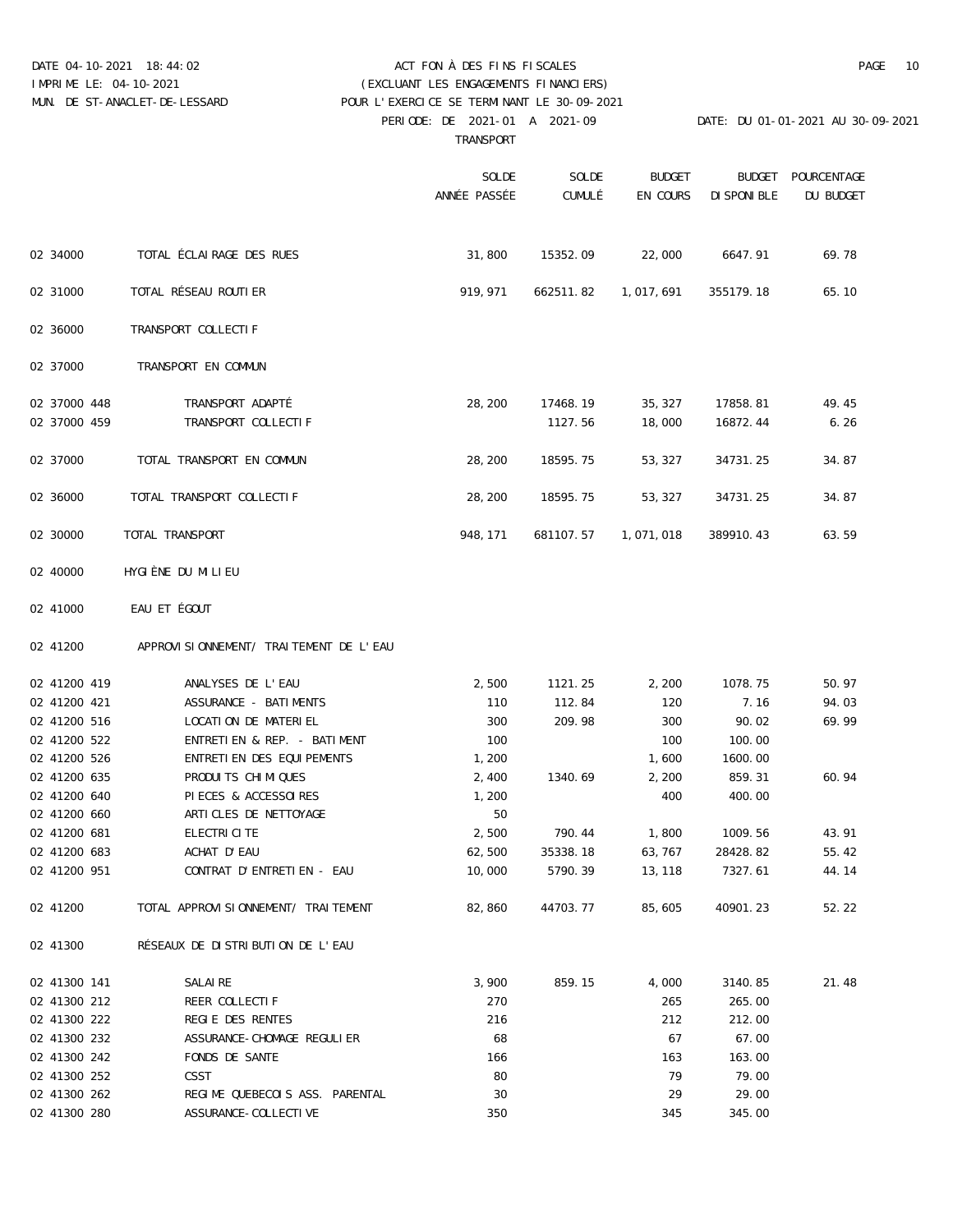DATE 04-10-2021 18:44:02
IMPRIME LE: 04-10-2021
MUN. DE ST-ANACLET-DE-LESSARD

ACT FON À DES FINS FISCALES
(EXCLUANT LES ENGAGEMENTS FINANCIERS)
POUR L'EXERCICE SE TERMINANT LE 30-09-2021
PERIODE: DE 2021-01 A 2021-09 DATE: DU 01-01-2021 AU 30-09-2021

TRANSPORT

| | | SOLDE ANNÉE PASSÉE | SOLDE CUMULÉ | BUDGET EN COURS | BUDGET DISPONIBLE | POURCENTAGE DU BUDGET |
|---|---|---|---|---|---|---|
| 02 34000 | TOTAL ÉCLAIRAGE DES RUES | 31,800 | 15352.09 | 22,000 | 6647.91 | 69.78 |
| 02 31000 | TOTAL RÉSEAU ROUTIER | 919,971 | 662511.82 | 1,017,691 | 355179.18 | 65.10 |
| 02 36000 | TRANSPORT COLLECTIF | | | | | |
| 02 37000 | TRANSPORT EN COMMUN | | | | | |
| 02 37000 448 | TRANSPORT ADAPTÉ | 28,200 | 17468.19 | 35,327 | 17858.81 | 49.45 |
| 02 37000 459 | TRANSPORT COLLECTIF | | 1127.56 | 18,000 | 16872.44 | 6.26 |
| 02 37000 | TOTAL TRANSPORT EN COMMUN | 28,200 | 18595.75 | 53,327 | 34731.25 | 34.87 |
| 02 36000 | TOTAL TRANSPORT COLLECTIF | 28,200 | 18595.75 | 53,327 | 34731.25 | 34.87 |
| 02 30000 | TOTAL TRANSPORT | 948,171 | 681107.57 | 1,071,018 | 389910.43 | 63.59 |
| 02 40000 | HYGIÈNE DU MILIEU | | | | | |
| 02 41000 | EAU ET ÉGOUT | | | | | |
| 02 41200 | APPROVISIONNEMENT/ TRAITEMENT DE L'EAU | | | | | |
| 02 41200 419 | ANALYSES DE L'EAU | 2,500 | 1121.25 | 2,200 | 1078.75 | 50.97 |
| 02 41200 421 | ASSURANCE - BATIMENTS | 110 | 112.84 | 120 | 7.16 | 94.03 |
| 02 41200 516 | LOCATION DE MATERIEL | 300 | 209.98 | 300 | 90.02 | 69.99 |
| 02 41200 522 | ENTRETIEN & REP. - BATIMENT | 100 | | 100 | 100.00 | |
| 02 41200 526 | ENTRETIEN DES EQUIPEMENTS | 1,200 | | 1,600 | 1600.00 | |
| 02 41200 635 | PRODUITS CHIMIQUES | 2,400 | 1340.69 | 2,200 | 859.31 | 60.94 |
| 02 41200 640 | PIECES & ACCESSOIRES | 1,200 | | 400 | 400.00 | |
| 02 41200 660 | ARTICLES DE NETTOYAGE | 50 | | | | |
| 02 41200 681 | ELECTRICITE | 2,500 | 790.44 | 1,800 | 1009.56 | 43.91 |
| 02 41200 683 | ACHAT D'EAU | 62,500 | 35338.18 | 63,767 | 28428.82 | 55.42 |
| 02 41200 951 | CONTRAT D'ENTRETIEN - EAU | 10,000 | 5790.39 | 13,118 | 7327.61 | 44.14 |
| 02 41200 | TOTAL APPROVISIONNEMENT/ TRAITEMENT | 82,860 | 44703.77 | 85,605 | 40901.23 | 52.22 |
| 02 41300 | RÉSEAUX DE DISTRIBUTION DE L'EAU | | | | | |
| 02 41300 141 | SALAIRE | 3,900 | 859.15 | 4,000 | 3140.85 | 21.48 |
| 02 41300 212 | REER COLLECTIF | 270 | | 265 | 265.00 | |
| 02 41300 222 | REGIE DES RENTES | 216 | | 212 | 212.00 | |
| 02 41300 232 | ASSURANCE-CHOMAGE REGULIER | 68 | | 67 | 67.00 | |
| 02 41300 242 | FONDS DE SANTE | 166 | | 163 | 163.00 | |
| 02 41300 252 | CSST | 80 | | 79 | 79.00 | |
| 02 41300 262 | REGIME QUEBECOIS ASS. PARENTAL | 30 | | 29 | 29.00 | |
| 02 41300 280 | ASSURANCE-COLLECTIVE | 350 | | 345 | 345.00 | |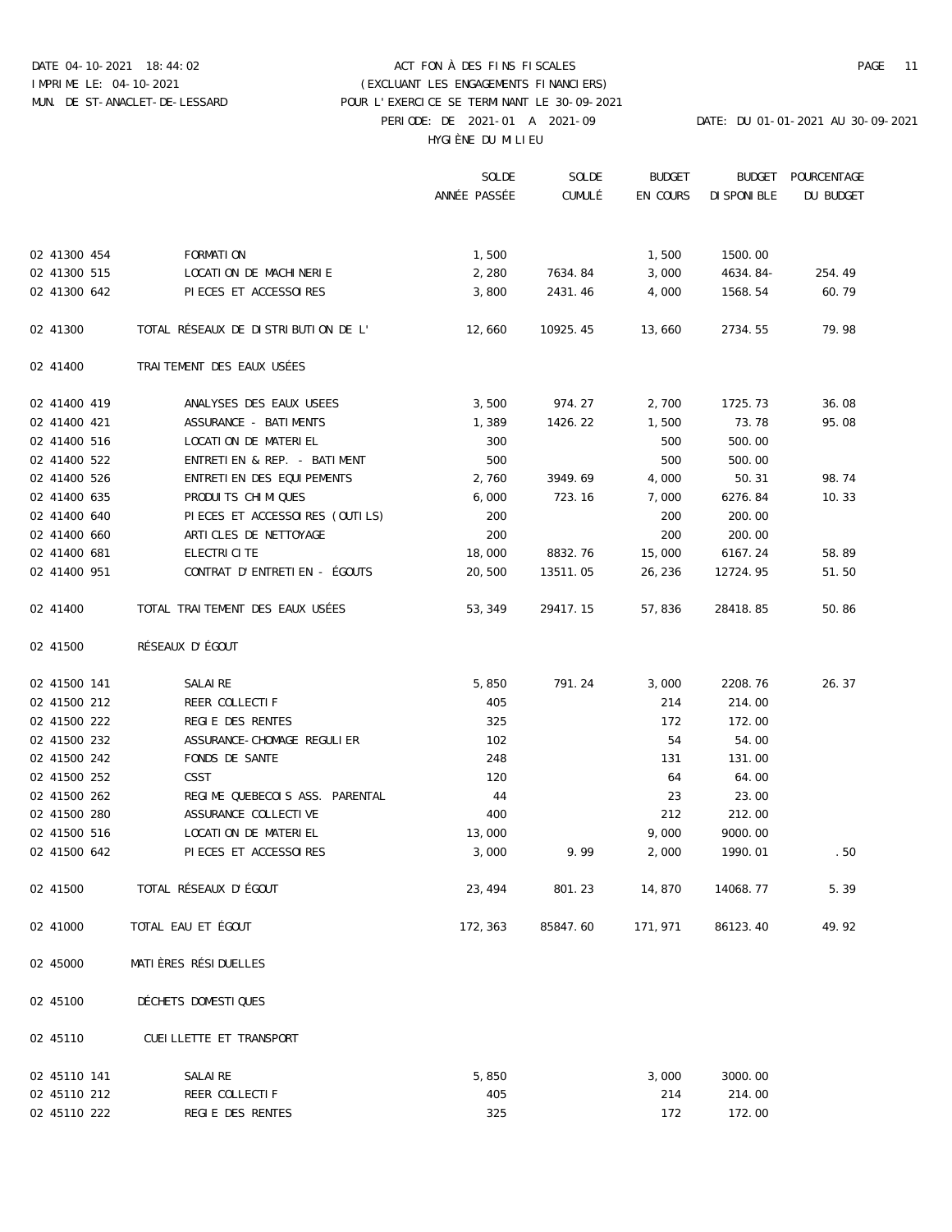DATE 04-10-2021 18:44:02 ACT FON À DES FINS FISCALES
IMPRIME LE: 04-10-2021 (EXCLUANT LES ENGAGEMENTS FINANCIERS)
MUN. DE ST-ANACLET-DE-LESSARD POUR L'EXERCICE SE TERMINANT LE 30-09-2021
PERIODE: DE 2021-01 A 2021-09 DATE: DU 01-01-2021 AU 30-09-2021

HYGIÈNE DU MILIEU

| | | SOLDE ANNÉE PASSÉE | SOLDE CUMULÉ | BUDGET EN COURS | BUDGET DISPONIBLE | POURCENTAGE DU BUDGET |
|---|---|---|---|---|---|---|
| 02 41300 454 | FORMATION | 1,500 | | 1,500 | 1500.00 | |
| 02 41300 515 | LOCATION DE MACHINERIE | 2,280 | 7634.84 | 3,000 | 4634.84- | 254.49 |
| 02 41300 642 | PIECES ET ACCESSOIRES | 3,800 | 2431.46 | 4,000 | 1568.54 | 60.79 |
| 02 41300 | TOTAL RÉSEAUX DE DISTRIBUTION DE L' | 12,660 | 10925.45 | 13,660 | 2734.55 | 79.98 |
| 02 41400 | TRAITEMENT DES EAUX USÉES | | | | | |
| 02 41400 419 | ANALYSES DES EAUX USEES | 3,500 | 974.27 | 2,700 | 1725.73 | 36.08 |
| 02 41400 421 | ASSURANCE - BATIMENTS | 1,389 | 1426.22 | 1,500 | 73.78 | 95.08 |
| 02 41400 516 | LOCATION DE MATERIEL | 300 | | 500 | 500.00 | |
| 02 41400 522 | ENTRETIEN & REP. - BATIMENT | 500 | | 500 | 500.00 | |
| 02 41400 526 | ENTRETIEN DES EQUIPEMENTS | 2,760 | 3949.69 | 4,000 | 50.31 | 98.74 |
| 02 41400 635 | PRODUITS CHIMIQUES | 6,000 | 723.16 | 7,000 | 6276.84 | 10.33 |
| 02 41400 640 | PIECES ET ACCESSOIRES (OUTILS) | 200 | | 200 | 200.00 | |
| 02 41400 660 | ARTICLES DE NETTOYAGE | 200 | | 200 | 200.00 | |
| 02 41400 681 | ELECTRICITE | 18,000 | 8832.76 | 15,000 | 6167.24 | 58.89 |
| 02 41400 951 | CONTRAT D'ENTRETIEN - ÉGOUTS | 20,500 | 13511.05 | 26,236 | 12724.95 | 51.50 |
| 02 41400 | TOTAL TRAITEMENT DES EAUX USÉES | 53,349 | 29417.15 | 57,836 | 28418.85 | 50.86 |
| 02 41500 | RÉSEAUX D'ÉGOUT | | | | | |
| 02 41500 141 | SALAIRE | 5,850 | 791.24 | 3,000 | 2208.76 | 26.37 |
| 02 41500 212 | REER COLLECTIF | 405 | | 214 | 214.00 | |
| 02 41500 222 | REGIE DES RENTES | 325 | | 172 | 172.00 | |
| 02 41500 232 | ASSURANCE-CHOMAGE REGULIER | 102 | | 54 | 54.00 | |
| 02 41500 242 | FONDS DE SANTE | 248 | | 131 | 131.00 | |
| 02 41500 252 | CSST | 120 | | 64 | 64.00 | |
| 02 41500 262 | REGIME QUEBECOIS ASS. PARENTAL | 44 | | 23 | 23.00 | |
| 02 41500 280 | ASSURANCE COLLECTIVE | 400 | | 212 | 212.00 | |
| 02 41500 516 | LOCATION DE MATERIEL | 13,000 | | 9,000 | 9000.00 | |
| 02 41500 642 | PIECES ET ACCESSOIRES | 3,000 | 9.99 | 2,000 | 1990.01 | .50 |
| 02 41500 | TOTAL RÉSEAUX D'ÉGOUT | 23,494 | 801.23 | 14,870 | 14068.77 | 5.39 |
| 02 41000 | TOTAL EAU ET ÉGOUT | 172,363 | 85847.60 | 171,971 | 86123.40 | 49.92 |
| 02 45000 | MATIÈRES RÉSIDUELLES | | | | | |
| 02 45100 | DÉCHETS DOMESTIQUES | | | | | |
| 02 45110 | CUEILLETTE ET TRANSPORT | | | | | |
| 02 45110 141 | SALAIRE | 5,850 | | 3,000 | 3000.00 | |
| 02 45110 212 | REER COLLECTIF | 405 | | 214 | 214.00 | |
| 02 45110 222 | REGIE DES RENTES | 325 | | 172 | 172.00 | |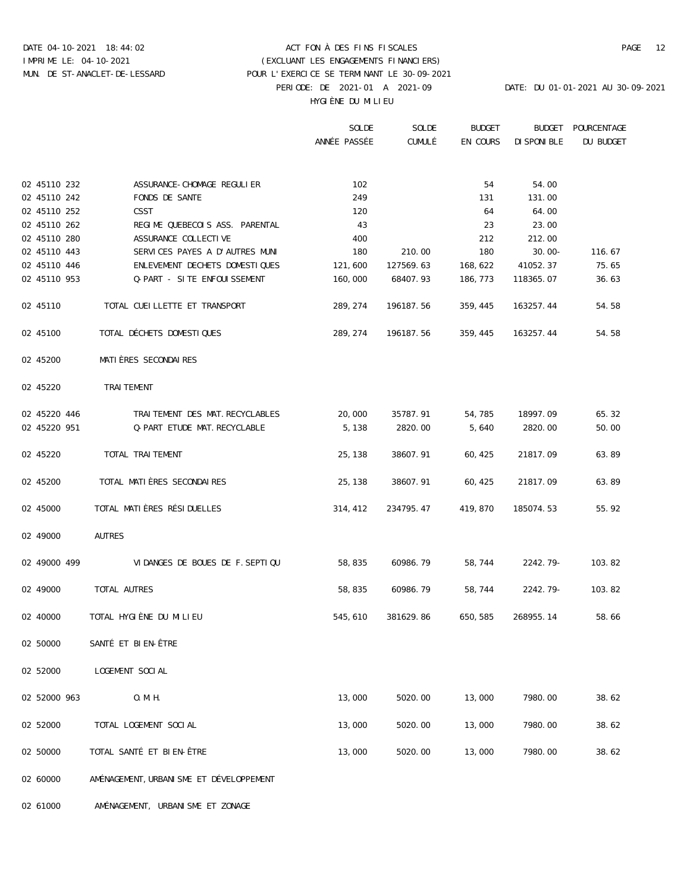DATE 04-10-2021 18:44:02 — ACT FON À DES FINS FISCALES
IMPRIME LE: 04-10-2021 — (EXCLUANT LES ENGAGEMENTS FINANCIERS)
MUN. DE ST-ANACLET-DE-LESSARD — POUR L'EXERCICE SE TERMINANT LE 30-09-2021
PERIODE: DE 2021-01 A 2021-09 — DATE: DU 01-01-2021 AU 30-09-2021

HYGIÈNE DU MILIEU

| | | SOLDE ANNÉE PASSÉE | SOLDE CUMULÉ | BUDGET EN COURS | BUDGET DISPONIBLE | POURCENTAGE DU BUDGET |
|---|---|---|---|---|---|---|
| 02 45110 232 | ASSURANCE-CHOMAGE REGULIER | 102 | | 54 | 54.00 | |
| 02 45110 242 | FONDS DE SANTE | 249 | | 131 | 131.00 | |
| 02 45110 252 | CSST | 120 | | 64 | 64.00 | |
| 02 45110 262 | REGIME QUEBECOIS ASS. PARENTAL | 43 | | 23 | 23.00 | |
| 02 45110 280 | ASSURANCE COLLECTIVE | 400 | | 212 | 212.00 | |
| 02 45110 443 | SERVICES PAYES A D'AUTRES MUNI | 180 | 210.00 | 180 | 30.00- | 116.67 |
| 02 45110 446 | ENLEVEMENT DECHETS DOMESTIQUES | 121,600 | 127569.63 | 168,622 | 41052.37 | 75.65 |
| 02 45110 953 | Q-PART - SITE ENFOUISSEMENT | 160,000 | 68407.93 | 186,773 | 118365.07 | 36.63 |
| 02 45110 | TOTAL CUEILLETTE ET TRANSPORT | 289,274 | 196187.56 | 359,445 | 163257.44 | 54.58 |
| 02 45100 | TOTAL DÉCHETS DOMESTIQUES | 289,274 | 196187.56 | 359,445 | 163257.44 | 54.58 |
| 02 45200 | MATIÈRES SECONDAIRES | | | | | |
| 02 45220 | TRAITEMENT | | | | | |
| 02 45220 446 | TRAITEMENT DES MAT. RECYCLABLES | 20,000 | 35787.91 | 54,785 | 18997.09 | 65.32 |
| 02 45220 951 | Q-PART ETUDE MAT. RECYCLABLE | 5,138 | 2820.00 | 5,640 | 2820.00 | 50.00 |
| 02 45220 | TOTAL TRAITEMENT | 25,138 | 38607.91 | 60,425 | 21817.09 | 63.89 |
| 02 45200 | TOTAL MATIÈRES SECONDAIRES | 25,138 | 38607.91 | 60,425 | 21817.09 | 63.89 |
| 02 45000 | TOTAL MATIÈRES RÉSIDUELLES | 314,412 | 234795.47 | 419,870 | 185074.53 | 55.92 |
| 02 49000 | AUTRES | | | | | |
| 02 49000 499 | VIDANGES DE BOUES DE F.SEPTIQU | 58,835 | 60986.79 | 58,744 | 2242.79- | 103.82 |
| 02 49000 | TOTAL AUTRES | 58,835 | 60986.79 | 58,744 | 2242.79- | 103.82 |
| 02 40000 | TOTAL HYGIÈNE DU MILIEU | 545,610 | 381629.86 | 650,585 | 268955.14 | 58.66 |
| 02 50000 | SANTÉ ET BIEN-ÊTRE | | | | | |
| 02 52000 | LOGEMENT SOCIAL | | | | | |
| 02 52000 963 | O.M.H. | 13,000 | 5020.00 | 13,000 | 7980.00 | 38.62 |
| 02 52000 | TOTAL LOGEMENT SOCIAL | 13,000 | 5020.00 | 13,000 | 7980.00 | 38.62 |
| 02 50000 | TOTAL SANTÉ ET BIEN-ÊTRE | 13,000 | 5020.00 | 13,000 | 7980.00 | 38.62 |
| 02 60000 | AMÉNAGEMENT, URBANISME ET DÉVELOPPEMENT | | | | | |
| 02 61000 | AMÉNAGEMENT, URBANISME ET ZONAGE | | | | | |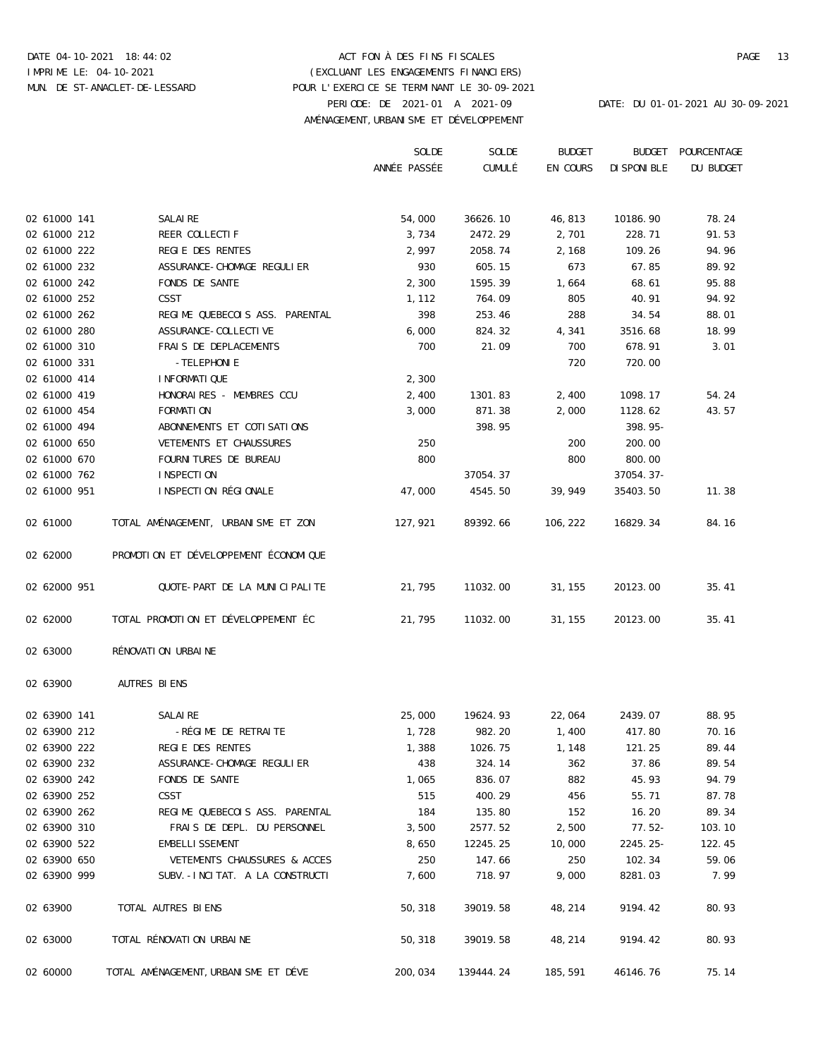DATE 04-10-2021 18:44:02 — ACT FON À DES FINS FISCALES

IMPRIME LE: 04-10-2021 — (EXCLUANT LES ENGAGEMENTS FINANCIERS)

MUN. DE ST-ANACLET-DE-LESSARD — POUR L'EXERCICE SE TERMINANT LE 30-09-2021

PERIODE: DE 2021-01 A 2021-09 — DATE: DU 01-01-2021 AU 30-09-2021

AMÉNAGEMENT, URBANISME ET DÉVELOPPEMENT

| | | SOLDE ANNÉE PASSÉE | SOLDE CUMULÉ | BUDGET EN COURS | BUDGET DISPONIBLE | POURCENTAGE DU BUDGET |
|---|---|---|---|---|---|---|
| 02 61000 141 | SALAIRE | 54,000 | 36626.10 | 46,813 | 10186.90 | 78.24 |
| 02 61000 212 | REER COLLECTIF | 3,734 | 2472.29 | 2,701 | 228.71 | 91.53 |
| 02 61000 222 | REGIE DES RENTES | 2,997 | 2058.74 | 2,168 | 109.26 | 94.96 |
| 02 61000 232 | ASSURANCE-CHOMAGE REGULIER | 930 | 605.15 | 673 | 67.85 | 89.92 |
| 02 61000 242 | FONDS DE SANTE | 2,300 | 1595.39 | 1,664 | 68.61 | 95.88 |
| 02 61000 252 | CSST | 1,112 | 764.09 | 805 | 40.91 | 94.92 |
| 02 61000 262 | REGIME QUEBECOIS ASS. PARENTAL | 398 | 253.46 | 288 | 34.54 | 88.01 |
| 02 61000 280 | ASSURANCE-COLLECTIVE | 6,000 | 824.32 | 4,341 | 3516.68 | 18.99 |
| 02 61000 310 | FRAIS DE DEPLACEMENTS | 700 | 21.09 | 700 | 678.91 | 3.01 |
| 02 61000 331 | -TELEPHONIE | | | 720 | 720.00 | |
| 02 61000 414 | INFORMATIQUE | 2,300 | | | | |
| 02 61000 419 | HONORAIRES - MEMBRES CCU | 2,400 | 1301.83 | 2,400 | 1098.17 | 54.24 |
| 02 61000 454 | FORMATION | 3,000 | 871.38 | 2,000 | 1128.62 | 43.57 |
| 02 61000 494 | ABONNEMENTS ET COTISATIONS | | 398.95 | | 398.95- | |
| 02 61000 650 | VETEMENTS ET CHAUSSURES | 250 | | 200 | 200.00 | |
| 02 61000 670 | FOURNITURES DE BUREAU | 800 | | 800 | 800.00 | |
| 02 61000 762 | INSPECTION | | 37054.37 | | 37054.37- | |
| 02 61000 951 | INSPECTION RÉGIONALE | 47,000 | 4545.50 | 39,949 | 35403.50 | 11.38 |
| 02 61000 | TOTAL AMÉNAGEMENT, URBANISME ET ZON | 127,921 | 89392.66 | 106,222 | 16829.34 | 84.16 |
| 02 62000 | PROMOTION ET DÉVELOPPEMENT ÉCONOMIQUE | | | | | |
| 02 62000 951 | QUOTE-PART DE LA MUNICIPALITE | 21,795 | 11032.00 | 31,155 | 20123.00 | 35.41 |
| 02 62000 | TOTAL PROMOTION ET DÉVELOPPEMENT ÉC | 21,795 | 11032.00 | 31,155 | 20123.00 | 35.41 |
| 02 63000 | RÉNOVATION URBAINE | | | | | |
| 02 63900 | AUTRES BIENS | | | | | |
| 02 63900 141 | SALAIRE | 25,000 | 19624.93 | 22,064 | 2439.07 | 88.95 |
| 02 63900 212 | -RÉGIME DE RETRAITE | 1,728 | 982.20 | 1,400 | 417.80 | 70.16 |
| 02 63900 222 | REGIE DES RENTES | 1,388 | 1026.75 | 1,148 | 121.25 | 89.44 |
| 02 63900 232 | ASSURANCE-CHOMAGE REGULIER | 438 | 324.14 | 362 | 37.86 | 89.54 |
| 02 63900 242 | FONDS DE SANTE | 1,065 | 836.07 | 882 | 45.93 | 94.79 |
| 02 63900 252 | CSST | 515 | 400.29 | 456 | 55.71 | 87.78 |
| 02 63900 262 | REGIME QUEBECOIS ASS. PARENTAL | 184 | 135.80 | 152 | 16.20 | 89.34 |
| 02 63900 310 | FRAIS DE DEPL. DU PERSONNEL | 3,500 | 2577.52 | 2,500 | 77.52- | 103.10 |
| 02 63900 522 | EMBELLISSEMENT | 8,650 | 12245.25 | 10,000 | 2245.25- | 122.45 |
| 02 63900 650 | VETEMENTS CHAUSSURES & ACCES | 250 | 147.66 | 250 | 102.34 | 59.06 |
| 02 63900 999 | SUBV.-INCITAT. A LA CONSTRUCTI | 7,600 | 718.97 | 9,000 | 8281.03 | 7.99 |
| 02 63900 | TOTAL AUTRES BIENS | 50,318 | 39019.58 | 48,214 | 9194.42 | 80.93 |
| 02 63000 | TOTAL RÉNOVATION URBAINE | 50,318 | 39019.58 | 48,214 | 9194.42 | 80.93 |
| 02 60000 | TOTAL AMÉNAGEMENT, URBANISME ET DÉVE | 200,034 | 139444.24 | 185,591 | 46146.76 | 75.14 |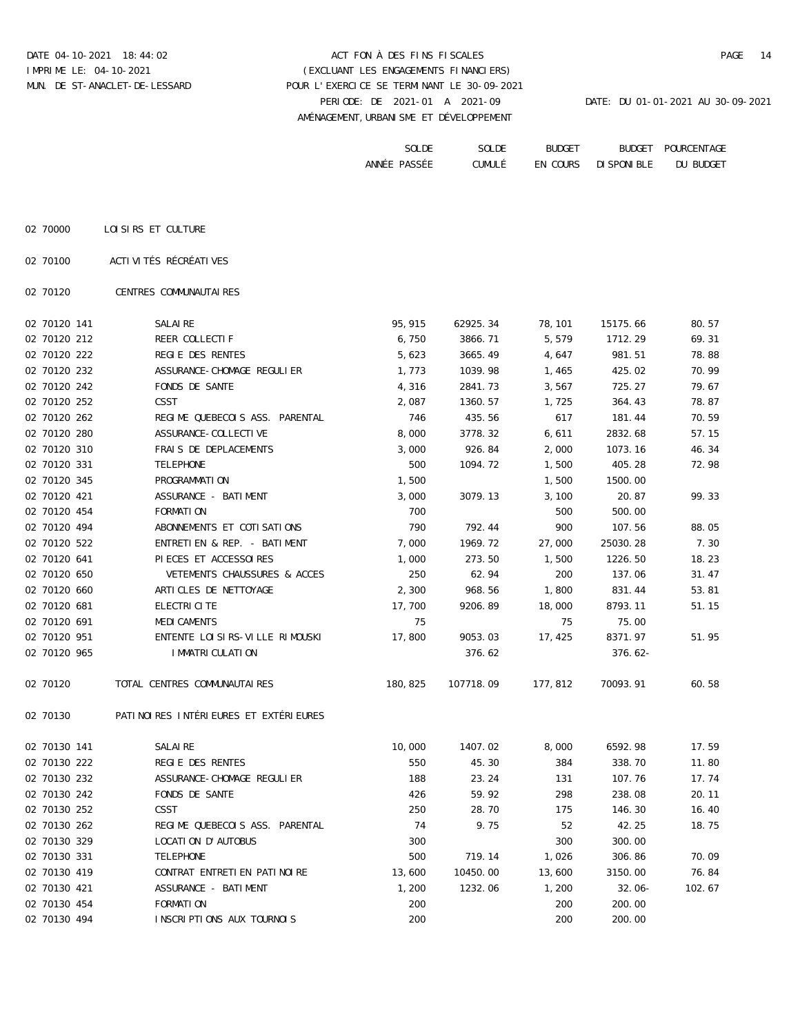DATE 04-10-2021 18:44:02

IMPRIME LE: 04-10-2021

MUN. DE ST-ANACLET-DE-LESSARD

ACT FON À DES FINS FISCALES
(EXCLUANT LES ENGAGEMENTS FINANCIERS)
POUR L'EXERCICE SE TERMINANT LE 30-09-2021
PERIODE: DE 2021-01 A 2021-09 DATE: DU 01-01-2021 AU 30-09-2021
AMÉNAGEMENT,URBANISME ET DÉVELOPPEMENT

| | | SOLDE ANNÉE PASSÉE | SOLDE CUMULÉ | BUDGET EN COURS | BUDGET DISPONIBLE | POURCENTAGE DU BUDGET |
|---|---|---|---|---|---|---|
| 02 70000 | LOISIRS ET CULTURE | | | | | |
| 02 70100 | ACTIVITÉS RÉCRÉATIVES | | | | | |
| 02 70120 | CENTRES COMMUNAUTAIRES | | | | | |
| 02 70120 141 | SALAIRE | 95,915 | 62925.34 | 78,101 | 15175.66 | 80.57 |
| 02 70120 212 | REER COLLECTIF | 6,750 | 3866.71 | 5,579 | 1712.29 | 69.31 |
| 02 70120 222 | REGIE DES RENTES | 5,623 | 3665.49 | 4,647 | 981.51 | 78.88 |
| 02 70120 232 | ASSURANCE-CHOMAGE REGULIER | 1,773 | 1039.98 | 1,465 | 425.02 | 70.99 |
| 02 70120 242 | FONDS DE SANTE | 4,316 | 2841.73 | 3,567 | 725.27 | 79.67 |
| 02 70120 252 | CSST | 2,087 | 1360.57 | 1,725 | 364.43 | 78.87 |
| 02 70120 262 | REGIME QUEBECOIS ASS. PARENTAL | 746 | 435.56 | 617 | 181.44 | 70.59 |
| 02 70120 280 | ASSURANCE-COLLECTIVE | 8,000 | 3778.32 | 6,611 | 2832.68 | 57.15 |
| 02 70120 310 | FRAIS DE DEPLACEMENTS | 3,000 | 926.84 | 2,000 | 1073.16 | 46.34 |
| 02 70120 331 | TELEPHONE | 500 | 1094.72 | 1,500 | 405.28 | 72.98 |
| 02 70120 345 | PROGRAMMATION | 1,500 | | 1,500 | 1500.00 | |
| 02 70120 421 | ASSURANCE - BATIMENT | 3,000 | 3079.13 | 3,100 | 20.87 | 99.33 |
| 02 70120 454 | FORMATION | 700 | | 500 | 500.00 | |
| 02 70120 494 | ABONNEMENTS ET COTISATIONS | 790 | 792.44 | 900 | 107.56 | 88.05 |
| 02 70120 522 | ENTRETIEN & REP. - BATIMENT | 7,000 | 1969.72 | 27,000 | 25030.28 | 7.30 |
| 02 70120 641 | PIECES ET ACCESSOIRES | 1,000 | 273.50 | 1,500 | 1226.50 | 18.23 |
| 02 70120 650 | VETEMENTS CHAUSSURES & ACCES | 250 | 62.94 | 200 | 137.06 | 31.47 |
| 02 70120 660 | ARTICLES DE NETTOYAGE | 2,300 | 968.56 | 1,800 | 831.44 | 53.81 |
| 02 70120 681 | ELECTRICITE | 17,700 | 9206.89 | 18,000 | 8793.11 | 51.15 |
| 02 70120 691 | MEDICAMENTS | 75 | | 75 | 75.00 | |
| 02 70120 951 | ENTENTE LOISIRS-VILLE RIMOUSKI | 17,800 | 9053.03 | 17,425 | 8371.97 | 51.95 |
| 02 70120 965 | IMMATRICULATION | | 376.62 | | 376.62- | |
| 02 70120 | TOTAL CENTRES COMMUNAUTAIRES | 180,825 | 107718.09 | 177,812 | 70093.91 | 60.58 |
| 02 70130 | PATINOIRES INTÉRIEURES ET EXTÉRIEURES | | | | | |
| 02 70130 141 | SALAIRE | 10,000 | 1407.02 | 8,000 | 6592.98 | 17.59 |
| 02 70130 222 | REGIE DES RENTES | 550 | 45.30 | 384 | 338.70 | 11.80 |
| 02 70130 232 | ASSURANCE-CHOMAGE REGULIER | 188 | 23.24 | 131 | 107.76 | 17.74 |
| 02 70130 242 | FONDS DE SANTE | 426 | 59.92 | 298 | 238.08 | 20.11 |
| 02 70130 252 | CSST | 250 | 28.70 | 175 | 146.30 | 16.40 |
| 02 70130 262 | REGIME QUEBECOIS ASS. PARENTAL | 74 | 9.75 | 52 | 42.25 | 18.75 |
| 02 70130 329 | LOCATION D'AUTOBUS | 300 | | 300 | 300.00 | |
| 02 70130 331 | TELEPHONE | 500 | 719.14 | 1,026 | 306.86 | 70.09 |
| 02 70130 419 | CONTRAT ENTRETIEN PATINOIRE | 13,600 | 10450.00 | 13,600 | 3150.00 | 76.84 |
| 02 70130 421 | ASSURANCE - BATIMENT | 1,200 | 1232.06 | 1,200 | 32.06- | 102.67 |
| 02 70130 454 | FORMATION | 200 | | 200 | 200.00 | |
| 02 70130 494 | INSCRIPTIONS AUX TOURNOIS | 200 | | 200 | 200.00 | |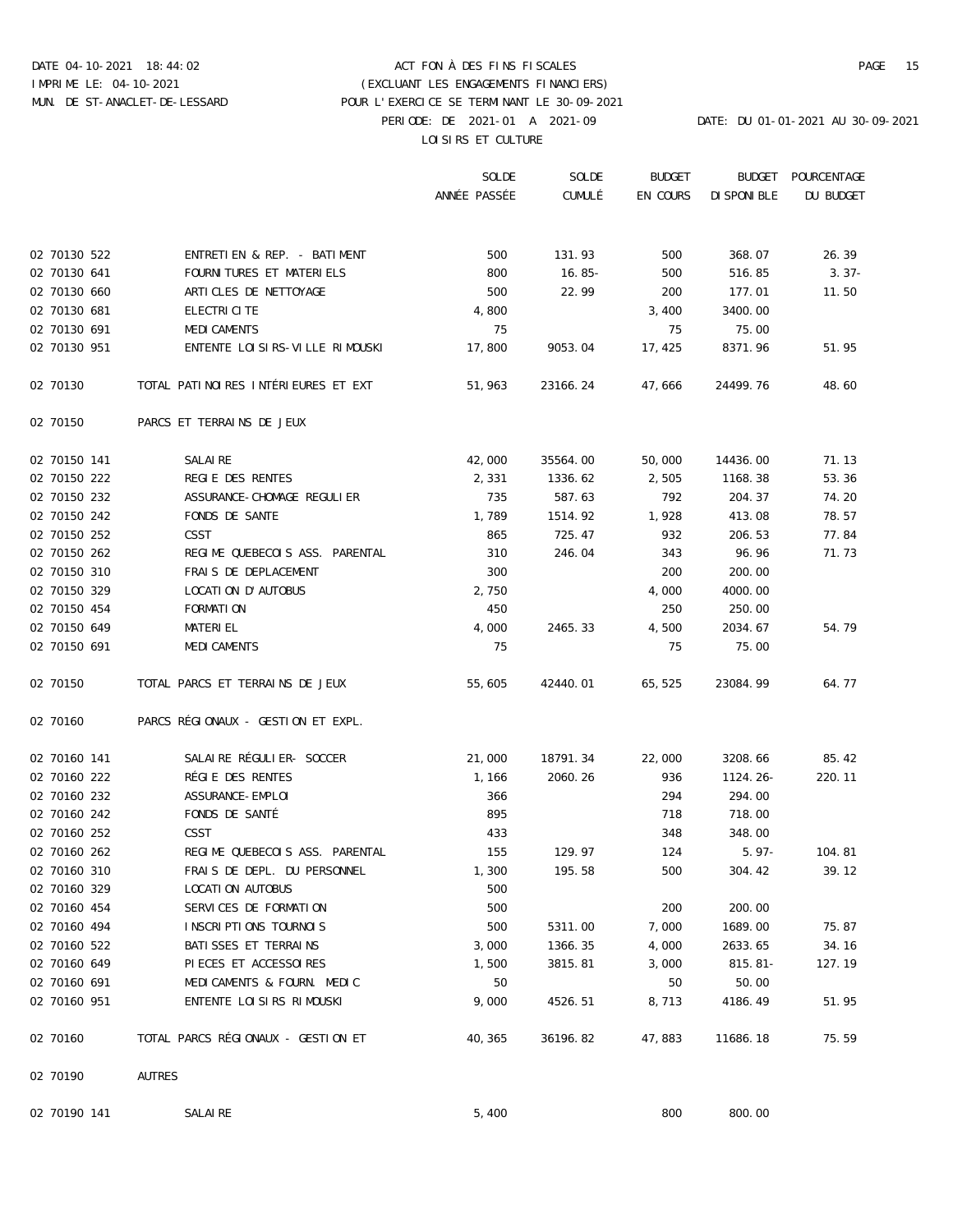DATE 04-10-2021 18:44:02 ACT FON À DES FINS FISCALES

IMPRIME LE: 04-10-2021 (EXCLUANT LES ENGAGEMENTS FINANCIERS)

MUN. DE ST-ANACLET-DE-LESSARD POUR L'EXERCICE SE TERMINANT LE 30-09-2021

PERIODE: DE 2021-01 A 2021-09 DATE: DU 01-01-2021 AU 30-09-2021

LOISIRS ET CULTURE

| | | SOLDE ANNÉE PASSÉE | SOLDE CUMULÉ | BUDGET EN COURS | BUDGET DISPONIBLE | POURCENTAGE DU BUDGET |
|---|---|---|---|---|---|---|
| 02 70130 522 | ENTRETIEN & REP. - BATIMENT | 500 | 131.93 | 500 | 368.07 | 26.39 |
| 02 70130 641 | FOURNITURES ET MATERIELS | 800 | 16.85- | 500 | 516.85 | 3.37- |
| 02 70130 660 | ARTICLES DE NETTOYAGE | 500 | 22.99 | 200 | 177.01 | 11.50 |
| 02 70130 681 | ELECTRICITE | 4,800 | | 3,400 | 3400.00 | |
| 02 70130 691 | MEDICAMENTS | 75 | | 75 | 75.00 | |
| 02 70130 951 | ENTENTE LOISIRS-VILLE RIMOUSKI | 17,800 | 9053.04 | 17,425 | 8371.96 | 51.95 |
| 02 70130 | TOTAL PATINOIRES INTÉRIEURES ET EXT | 51,963 | 23166.24 | 47,666 | 24499.76 | 48.60 |
| 02 70150 | PARCS ET TERRAINS DE JEUX | | | | | |
| 02 70150 141 | SALAIRE | 42,000 | 35564.00 | 50,000 | 14436.00 | 71.13 |
| 02 70150 222 | REGIE DES RENTES | 2,331 | 1336.62 | 2,505 | 1168.38 | 53.36 |
| 02 70150 232 | ASSURANCE-CHOMAGE REGULIER | 735 | 587.63 | 792 | 204.37 | 74.20 |
| 02 70150 242 | FONDS DE SANTE | 1,789 | 1514.92 | 1,928 | 413.08 | 78.57 |
| 02 70150 252 | CSST | 865 | 725.47 | 932 | 206.53 | 77.84 |
| 02 70150 262 | REGIME QUEBECOIS ASS. PARENTAL | 310 | 246.04 | 343 | 96.96 | 71.73 |
| 02 70150 310 | FRAIS DE DEPLACEMENT | 300 | | 200 | 200.00 | |
| 02 70150 329 | LOCATION D'AUTOBUS | 2,750 | | 4,000 | 4000.00 | |
| 02 70150 454 | FORMATION | 450 | | 250 | 250.00 | |
| 02 70150 649 | MATERIEL | 4,000 | 2465.33 | 4,500 | 2034.67 | 54.79 |
| 02 70150 691 | MEDICAMENTS | 75 | | 75 | 75.00 | |
| 02 70150 | TOTAL PARCS ET TERRAINS DE JEUX | 55,605 | 42440.01 | 65,525 | 23084.99 | 64.77 |
| 02 70160 | PARCS RÉGIONAUX - GESTION ET EXPL. | | | | | |
| 02 70160 141 | SALAIRE RÉGULIER- SOCCER | 21,000 | 18791.34 | 22,000 | 3208.66 | 85.42 |
| 02 70160 222 | RÉGIE DES RENTES | 1,166 | 2060.26 | 936 | 1124.26- | 220.11 |
| 02 70160 232 | ASSURANCE-EMPLOI | 366 | | 294 | 294.00 | |
| 02 70160 242 | FONDS DE SANTÉ | 895 | | 718 | 718.00 | |
| 02 70160 252 | CSST | 433 | | 348 | 348.00 | |
| 02 70160 262 | REGIME QUEBECOIS ASS. PARENTAL | 155 | 129.97 | 124 | 5.97- | 104.81 |
| 02 70160 310 | FRAIS DE DEPL. DU PERSONNEL | 1,300 | 195.58 | 500 | 304.42 | 39.12 |
| 02 70160 329 | LOCATION AUTOBUS | 500 | | | | |
| 02 70160 454 | SERVICES DE FORMATION | 500 | | 200 | 200.00 | |
| 02 70160 494 | INSCRIPTIONS TOURNOIS | 500 | 5311.00 | 7,000 | 1689.00 | 75.87 |
| 02 70160 522 | BATISSES ET TERRAINS | 3,000 | 1366.35 | 4,000 | 2633.65 | 34.16 |
| 02 70160 649 | PIECES ET ACCESSOIRES | 1,500 | 3815.81 | 3,000 | 815.81- | 127.19 |
| 02 70160 691 | MEDICAMENTS & FOURN. MEDIC | 50 | | 50 | 50.00 | |
| 02 70160 951 | ENTENTE LOISIRS RIMOUSKI | 9,000 | 4526.51 | 8,713 | 4186.49 | 51.95 |
| 02 70160 | TOTAL PARCS RÉGIONAUX - GESTION ET | 40,365 | 36196.82 | 47,883 | 11686.18 | 75.59 |
| 02 70190 | AUTRES | | | | | |
| 02 70190 141 | SALAIRE | 5,400 | | 800 | 800.00 | |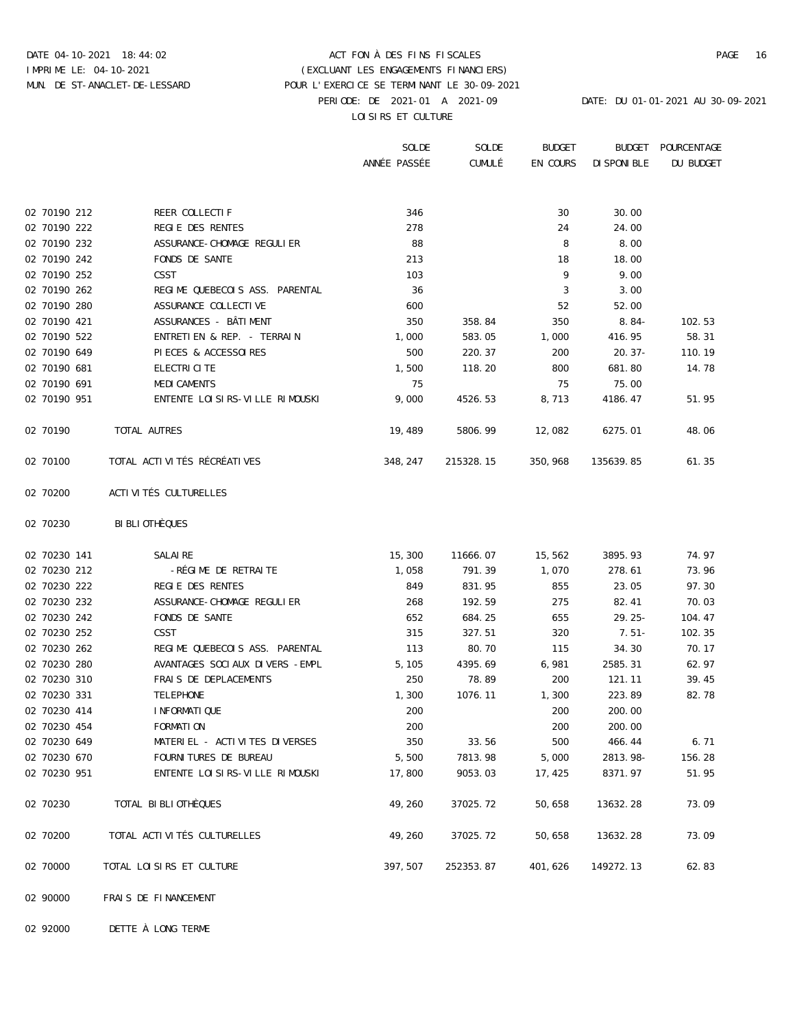DATE 04-10-2021 18:44:02 — ACT FON À DES FINS FISCALES

IMPRIME LE: 04-10-2021 — (EXCLUANT LES ENGAGEMENTS FINANCIERS)

MUN. DE ST-ANACLET-DE-LESSARD — POUR L'EXERCICE SE TERMINANT LE 30-09-2021

PERIODE: DE 2021-01 A 2021-09 — DATE: DU 01-01-2021 AU 30-09-2021

LOISIRS ET CULTURE

| | | SOLDE ANNÉE PASSÉE | SOLDE CUMULÉ | BUDGET EN COURS | BUDGET DISPONIBLE | POURCENTAGE DU BUDGET |
|---|---|---|---|---|---|---|
| 02 70190 212 | REER COLLECTIF | 346 | | 30 | 30.00 | |
| 02 70190 222 | REGIE DES RENTES | 278 | | 24 | 24.00 | |
| 02 70190 232 | ASSURANCE-CHOMAGE REGULIER | 88 | | 8 | 8.00 | |
| 02 70190 242 | FONDS DE SANTE | 213 | | 18 | 18.00 | |
| 02 70190 252 | CSST | 103 | | 9 | 9.00 | |
| 02 70190 262 | REGIME QUEBECOIS ASS. PARENTAL | 36 | | 3 | 3.00 | |
| 02 70190 280 | ASSURANCE COLLECTIVE | 600 | | 52 | 52.00 | |
| 02 70190 421 | ASSURANCES - BÂTIMENT | 350 | 358.84 | 350 | 8.84- | 102.53 |
| 02 70190 522 | ENTRETIEN & REP. - TERRAIN | 1,000 | 583.05 | 1,000 | 416.95 | 58.31 |
| 02 70190 649 | PIECES & ACCESSOIRES | 500 | 220.37 | 200 | 20.37- | 110.19 |
| 02 70190 681 | ELECTRICITE | 1,500 | 118.20 | 800 | 681.80 | 14.78 |
| 02 70190 691 | MEDICAMENTS | 75 | | 75 | 75.00 | |
| 02 70190 951 | ENTENTE LOISIRS-VILLE RIMOUSKI | 9,000 | 4526.53 | 8,713 | 4186.47 | 51.95 |
| 02 70190 | TOTAL AUTRES | 19,489 | 5806.99 | 12,082 | 6275.01 | 48.06 |
| 02 70100 | TOTAL ACTIVITÉS RÉCRÉATIVES | 348,247 | 215328.15 | 350,968 | 135639.85 | 61.35 |
| 02 70200 | ACTIVITÉS CULTURELLES | | | | | |
| 02 70230 | BIBLIOTHÈQUES | | | | | |
| 02 70230 141 | SALAIRE | 15,300 | 11666.07 | 15,562 | 3895.93 | 74.97 |
| 02 70230 212 | -RÉGIME DE RETRAITE | 1,058 | 791.39 | 1,070 | 278.61 | 73.96 |
| 02 70230 222 | REGIE DES RENTES | 849 | 831.95 | 855 | 23.05 | 97.30 |
| 02 70230 232 | ASSURANCE-CHOMAGE REGULIER | 268 | 192.59 | 275 | 82.41 | 70.03 |
| 02 70230 242 | FONDS DE SANTE | 652 | 684.25 | 655 | 29.25- | 104.47 |
| 02 70230 252 | CSST | 315 | 327.51 | 320 | 7.51- | 102.35 |
| 02 70230 262 | REGIME QUEBECOIS ASS. PARENTAL | 113 | 80.70 | 115 | 34.30 | 70.17 |
| 02 70230 280 | AVANTAGES SOCIAUX DIVERS -EMPL | 5,105 | 4395.69 | 6,981 | 2585.31 | 62.97 |
| 02 70230 310 | FRAIS DE DEPLACEMENTS | 250 | 78.89 | 200 | 121.11 | 39.45 |
| 02 70230 331 | TELEPHONE | 1,300 | 1076.11 | 1,300 | 223.89 | 82.78 |
| 02 70230 414 | INFORMATIQUE | 200 | | 200 | 200.00 | |
| 02 70230 454 | FORMATION | 200 | | 200 | 200.00 | |
| 02 70230 649 | MATERIEL - ACTIVITES DIVERSES | 350 | 33.56 | 500 | 466.44 | 6.71 |
| 02 70230 670 | FOURNITURES DE BUREAU | 5,500 | 7813.98 | 5,000 | 2813.98- | 156.28 |
| 02 70230 951 | ENTENTE LOISIRS-VILLE RIMOUSKI | 17,800 | 9053.03 | 17,425 | 8371.97 | 51.95 |
| 02 70230 | TOTAL BIBLIOTHÈQUES | 49,260 | 37025.72 | 50,658 | 13632.28 | 73.09 |
| 02 70200 | TOTAL ACTIVITÉS CULTURELLES | 49,260 | 37025.72 | 50,658 | 13632.28 | 73.09 |
| 02 70000 | TOTAL LOISIRS ET CULTURE | 397,507 | 252353.87 | 401,626 | 149272.13 | 62.83 |
| 02 90000 | FRAIS DE FINANCEMENT | | | | | |
| 02 92000 | DETTE À LONG TERME | | | | | |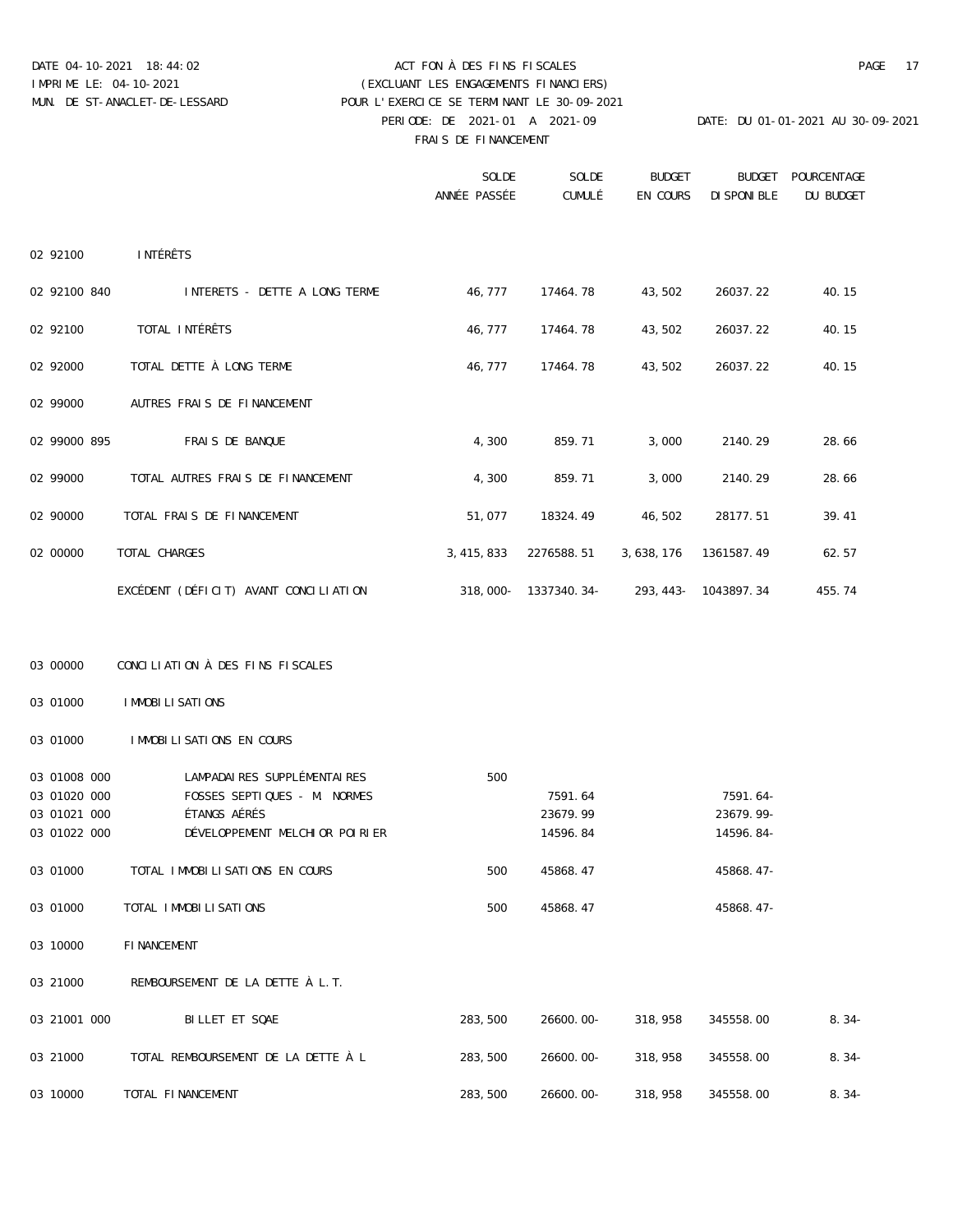DATE 04-10-2021 18:44:02 — ACT FON À DES FINS FISCALES
IMPRIME LE: 04-10-2021 — (EXCLUANT LES ENGAGEMENTS FINANCIERS)
MUN. DE ST-ANACLET-DE-LESSARD — POUR L'EXERCICE SE TERMINANT LE 30-09-2021
PERIODE: DE 2021-01 A 2021-09 — DATE: DU 01-01-2021 AU 30-09-2021

FRAIS DE FINANCEMENT

| | | SOLDE ANNÉE PASSÉE | SOLDE CUMULÉ | BUDGET EN COURS | BUDGET DISPONIBLE | POURCENTAGE DU BUDGET |
|---|---|---|---|---|---|---|
| 02 92100 | INTÉRÊTS | | | | | |
| 02 92100 840 | INTERETS - DETTE A LONG TERME | 46,777 | 17464.78 | 43,502 | 26037.22 | 40.15 |
| 02 92100 | TOTAL INTÉRÊTS | 46,777 | 17464.78 | 43,502 | 26037.22 | 40.15 |
| 02 92000 | TOTAL DETTE À LONG TERME | 46,777 | 17464.78 | 43,502 | 26037.22 | 40.15 |
| 02 99000 | AUTRES FRAIS DE FINANCEMENT | | | | | |
| 02 99000 895 | FRAIS DE BANQUE | 4,300 | 859.71 | 3,000 | 2140.29 | 28.66 |
| 02 99000 | TOTAL AUTRES FRAIS DE FINANCEMENT | 4,300 | 859.71 | 3,000 | 2140.29 | 28.66 |
| 02 90000 | TOTAL FRAIS DE FINANCEMENT | 51,077 | 18324.49 | 46,502 | 28177.51 | 39.41 |
| 02 00000 | TOTAL CHARGES | 3,415,833 | 2276588.51 | 3,638,176 | 1361587.49 | 62.57 |
| | EXCÉDENT (DÉFICIT) AVANT CONCILIATION | 318,000- | 1337340.34- | 293,443- | 1043897.34 | 455.74 |
| 03 00000 | CONCILIATION À DES FINS FISCALES | | | | | |
| 03 01000 | IMMOBILISATIONS | | | | | |
| 03 01000 | IMMOBILISATIONS EN COURS | | | | | |
| 03 01008 000 | LAMPADAIRES SUPPLÉMENTAIRES | 500 | | | | |
| 03 01020 000 | FOSSES SEPTIQUES - M. NORMES | | 7591.64 | | 7591.64- | |
| 03 01021 000 | ÉTANGS AÉRÉS | | 23679.99 | | 23679.99- | |
| 03 01022 000 | DÉVELOPPEMENT MELCHIOR POIRIER | | 14596.84 | | 14596.84- | |
| 03 01000 | TOTAL IMMOBILISATIONS EN COURS | 500 | 45868.47 | | 45868.47- | |
| 03 01000 | TOTAL IMMOBILISATIONS | 500 | 45868.47 | | 45868.47- | |
| 03 10000 | FINANCEMENT | | | | | |
| 03 21000 | REMBOURSEMENT DE LA DETTE À L.T. | | | | | |
| 03 21001 000 | BILLET ET SQAE | 283,500 | 26600.00- | 318,958 | 345558.00 | 8.34- |
| 03 21000 | TOTAL REMBOURSEMENT DE LA DETTE À L | 283,500 | 26600.00- | 318,958 | 345558.00 | 8.34- |
| 03 10000 | TOTAL FINANCEMENT | 283,500 | 26600.00- | 318,958 | 345558.00 | 8.34- |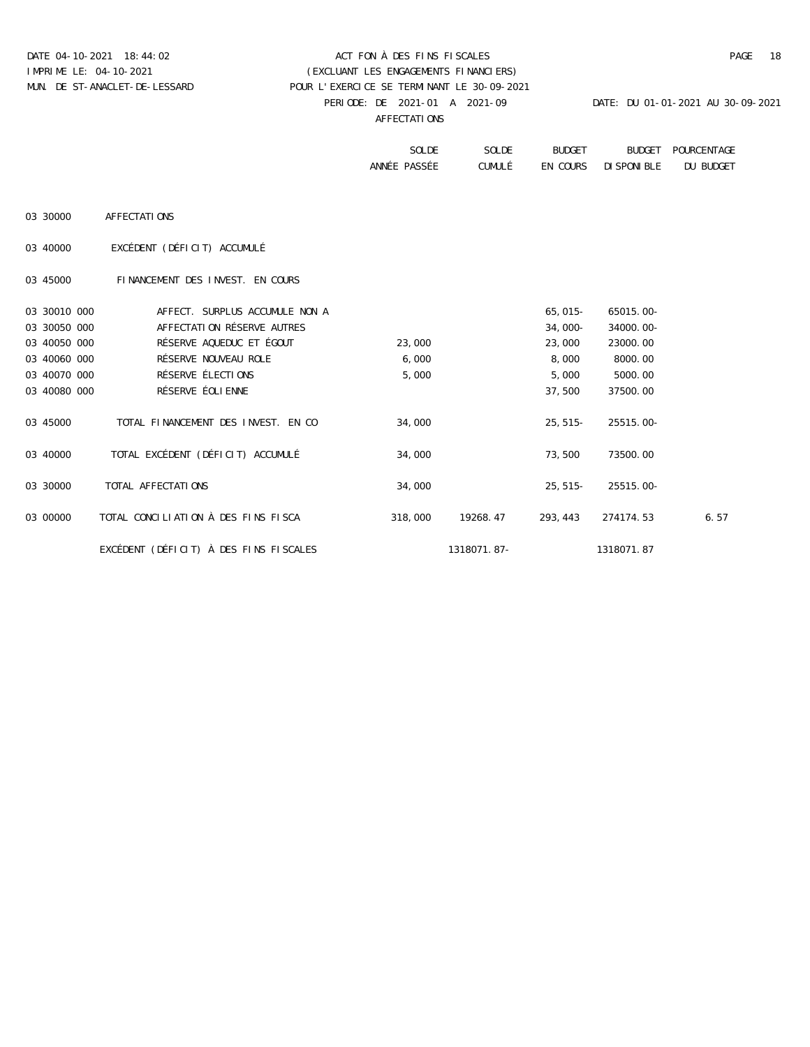DATE 04-10-2021 18:44:02 | ACT FON À DES FINS FISCALES | PAGE 18

IMPRIME LE: 04-10-2021 | (EXCLUANT LES ENGAGEMENTS FINANCIERS)

MUN. DE ST-ANACLET-DE-LESSARD | POUR L'EXERCICE SE TERMINANT LE 30-09-2021

PERIODE: DE 2021-01 A 2021-09 | DATE: DU 01-01-2021 AU 30-09-2021

AFFECTATIONS

| | | SOLDE ANNÉE PASSÉE | SOLDE CUMULÉ | BUDGET EN COURS | BUDGET DISPONIBLE | POURCENTAGE DU BUDGET |
|---|---|---|---|---|---|---|
| 03 30000 | AFFECTATIONS | | | | | |
| 03 40000 | EXCÉDENT (DÉFICIT) ACCUMULÉ | | | | | |
| 03 45000 | FINANCEMENT DES INVEST. EN COURS | | | | | |
| 03 30010 000 | AFFECT. SURPLUS ACCUMULE NON A | | | 65,015- | 65015.00- | |
| 03 30050 000 | AFFECTATION RÉSERVE AUTRES | | | 34,000- | 34000.00- | |
| 03 40050 000 | RÉSERVE AQUEDUC ET ÉGOUT | 23,000 | | 23,000 | 23000.00 | |
| 03 40060 000 | RÉSERVE NOUVEAU ROLE | 6,000 | | 8,000 | 8000.00 | |
| 03 40070 000 | RÉSERVE ÉLECTIONS | 5,000 | | 5,000 | 5000.00 | |
| 03 40080 000 | RÉSERVE ÉOLIENNE | | | 37,500 | 37500.00 | |
| 03 45000 | TOTAL FINANCEMENT DES INVEST. EN CO | 34,000 | | 25,515- | 25515.00- | |
| 03 40000 | TOTAL EXCÉDENT (DÉFICIT) ACCUMULÉ | 34,000 | | 73,500 | 73500.00 | |
| 03 30000 | TOTAL AFFECTATIONS | 34,000 | | 25,515- | 25515.00- | |
| 03 00000 | TOTAL CONCILIATION À DES FINS FISCA | 318,000 | 19268.47 | 293,443 | 274174.53 | 6.57 |
| | EXCÉDENT (DÉFICIT) À DES FINS FISCALES | | 1318071.87- | | 1318071.87 | |